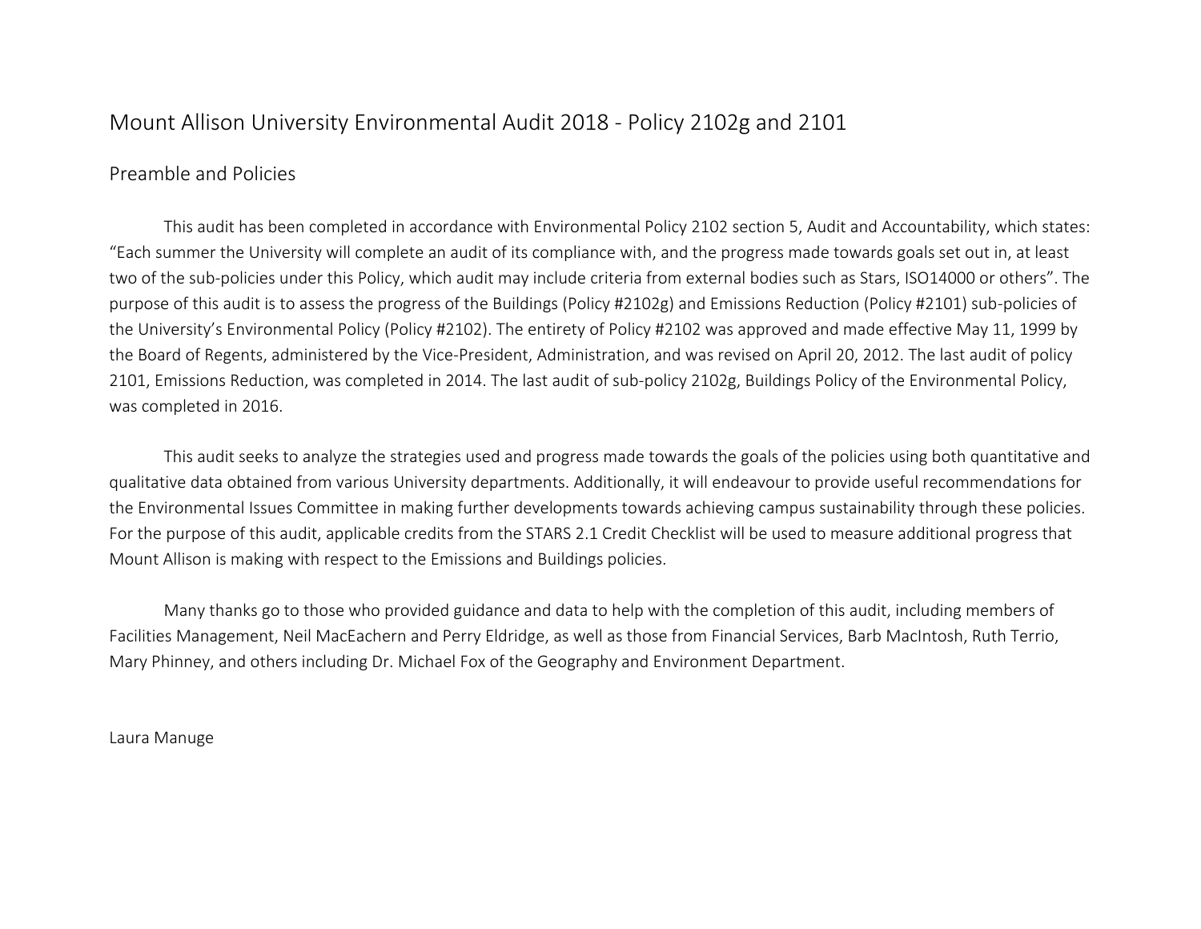# Mount Allison University Environmental Audit 2018 - Policy 2102g and 2101

## Preamble and Policies

This audit has been completed in accordance with Environmental Policy 2102 section 5, Audit and Accountability, which states: "Each summer the University will complete an audit of its compliance with, and the progress made towards goals set out in, at least two of the sub-policies under this Policy, which audit may include criteria from external bodies such as Stars, ISO14000 or others". The purpose of this audit is to assess the progress of the Buildings (Policy #2102g) and Emissions Reduction (Policy #2101) sub-policies of the University's Environmental Policy (Policy #2102). The entirety of Policy #2102 was approved and made effective May 11, 1999 by the Board of Regents, administered by the Vice-President, Administration, and was revised on April 20, 2012. The last audit of policy 2101, Emissions Reduction, was completed in 2014. The last audit of sub-policy 2102g, Buildings Policy of the Environmental Policy, was completed in 2016.

This audit seeks to analyze the strategies used and progress made towards the goals of the policies using both quantitative and qualitative data obtained from various University departments. Additionally, it will endeavour to provide useful recommendations for the Environmental Issues Committee in making further developments towards achieving campus sustainability through these policies. For the purpose of this audit, applicable credits from the STARS 2.1 Credit Checklist will be used to measure additional progress that Mount Allison is making with respect to the Emissions and Buildings policies.

Many thanks go to those who provided guidance and data to help with the completion of this audit, including members of Facilities Management, Neil MacEachern and Perry Eldridge, as well as those from Financial Services, Barb MacIntosh, Ruth Terrio, Mary Phinney, and others including Dr. Michael Fox of the Geography and Environment Department.

Laura Manuge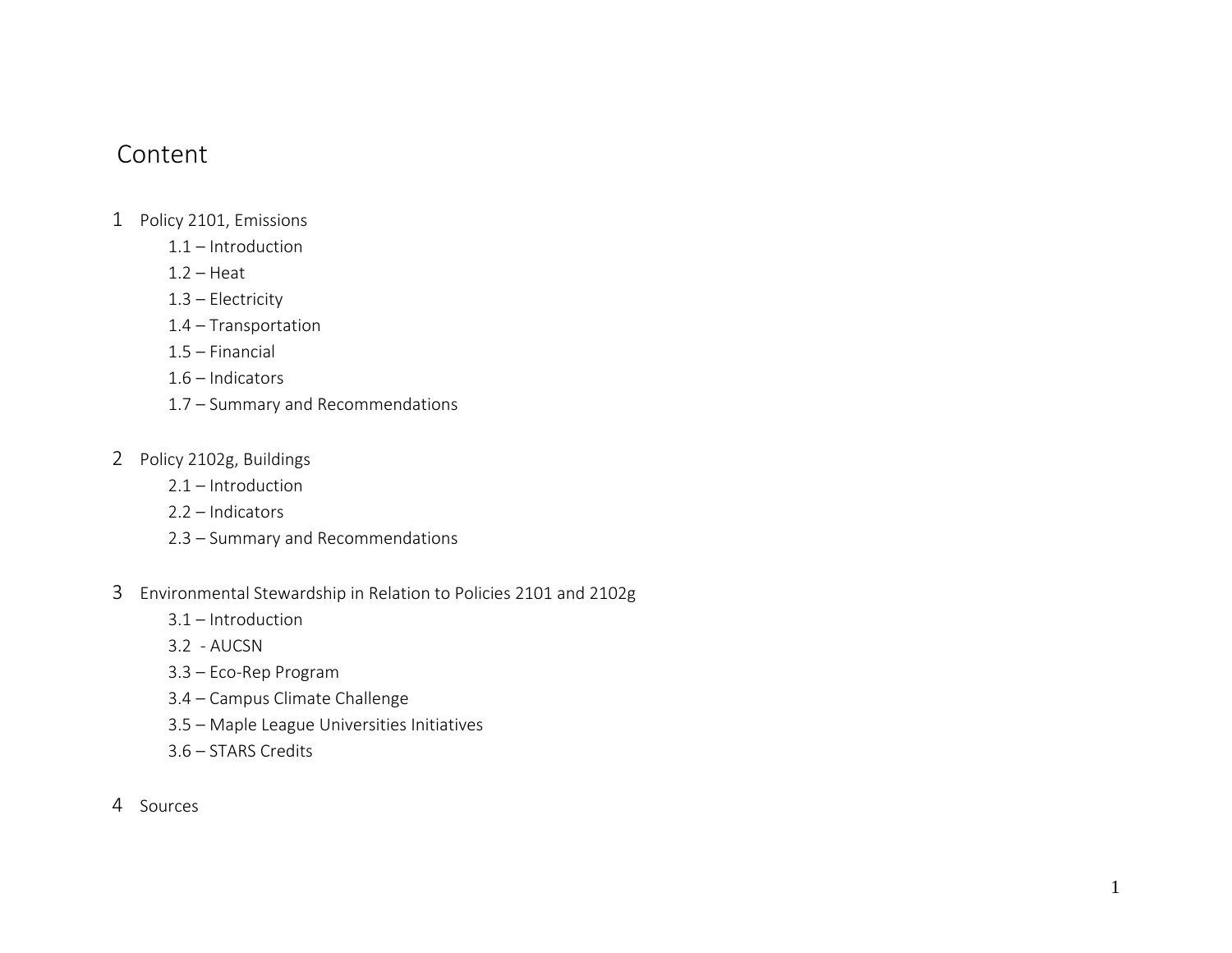# Content

1 Policy 2101, Emissions

- 1.1 – Introduction
- 1.2 – Heat
- 1.3 – Electricity
- 1.4 – Transportation
- 1.5 – Financial
- 1.6 – Indicators
- 1.7 – Summary and Recommendations

2 Policy 2102g, Buildings

- 2.1 – Introduction
- 2.2 – Indicators
- 2.3 – Summary and Recommendations

3 Environmental Stewardship in Relation to Policies 2101 and 2102g

- 3.1 – Introduction
- 3.2 - AUCSN
- 3.3 – Eco-Rep Program
- 3.4 – Campus Climate Challenge
- 3.5 – Maple League Universities Initiatives
- 3.6 – STARS Credits

4 Sources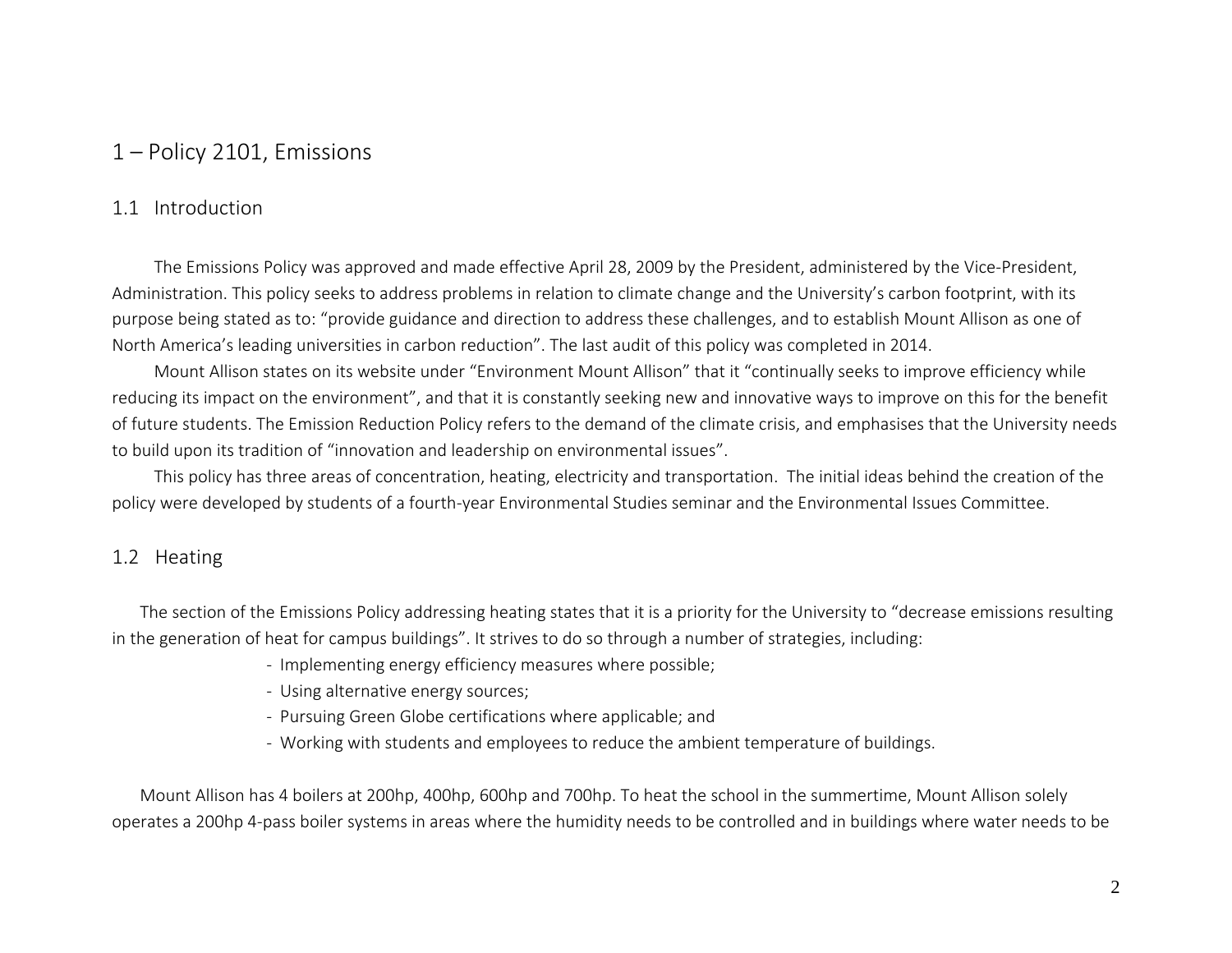# 1 – Policy 2101, Emissions

## 1.1 Introduction

The Emissions Policy was approved and made effective April 28, 2009 by the President, administered by the Vice-President, Administration. This policy seeks to address problems in relation to climate change and the University's carbon footprint, with its purpose being stated as to: "provide guidance and direction to address these challenges, and to establish Mount Allison as one of North America's leading universities in carbon reduction". The last audit of this policy was completed in 2014.

Mount Allison states on its website under "Environment Mount Allison" that it "continually seeks to improve efficiency while reducing its impact on the environment", and that it is constantly seeking new and innovative ways to improve on this for the benefit of future students. The Emission Reduction Policy refers to the demand of the climate crisis, and emphasises that the University needs to build upon its tradition of "innovation and leadership on environmental issues".

This policy has three areas of concentration, heating, electricity and transportation. The initial ideas behind the creation of the policy were developed by students of a fourth-year Environmental Studies seminar and the Environmental Issues Committee.

## 1.2 Heating

The section of the Emissions Policy addressing heating states that it is a priority for the University to "decrease emissions resulting in the generation of heat for campus buildings". It strives to do so through a number of strategies, including:

- Implementing energy efficiency measures where possible;
- Using alternative energy sources;
- Pursuing Green Globe certifications where applicable; and
- Working with students and employees to reduce the ambient temperature of buildings.

Mount Allison has 4 boilers at 200hp, 400hp, 600hp and 700hp. To heat the school in the summertime, Mount Allison solely operates a 200hp 4-pass boiler systems in areas where the humidity needs to be controlled and in buildings where water needs to be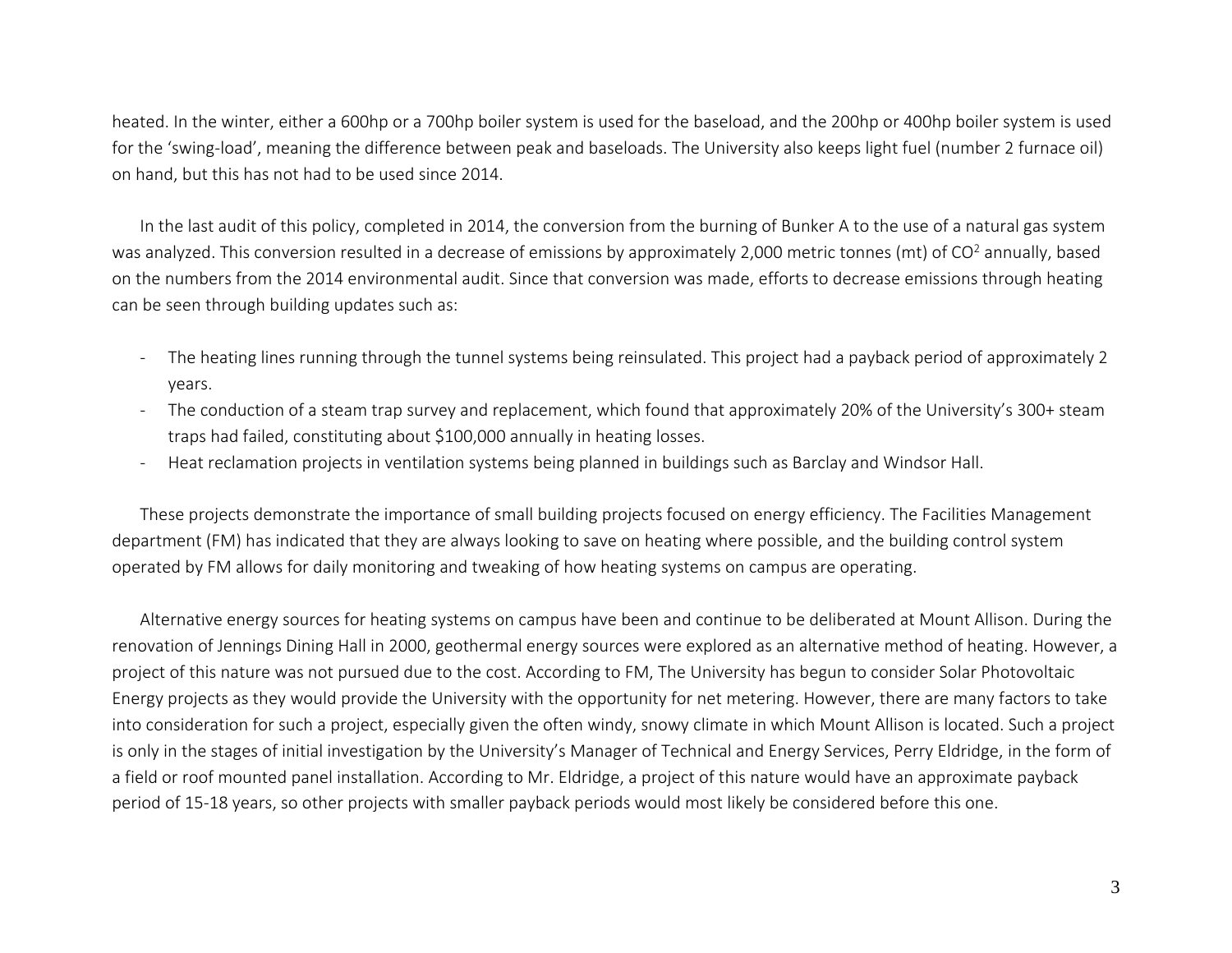heated. In the winter, either a 600hp or a 700hp boiler system is used for the baseload, and the 200hp or 400hp boiler system is used for the 'swing-load', meaning the difference between peak and baseloads. The University also keeps light fuel (number 2 furnace oil) on hand, but this has not had to be used since 2014.

In the last audit of this policy, completed in 2014, the conversion from the burning of Bunker A to the use of a natural gas system was analyzed. This conversion resulted in a decrease of emissions by approximately 2,000 metric tonnes (mt) of $CO^2$ annually, based on the numbers from the 2014 environmental audit. Since that conversion was made, efforts to decrease emissions through heating can be seen through building updates such as:

- The heating lines running through the tunnel systems being reinsulated. This project had a payback period of approximately 2 years.
- The conduction of a steam trap survey and replacement, which found that approximately 20% of the University's 300+ steam traps had failed, constituting about $100,000 annually in heating losses.
- Heat reclamation projects in ventilation systems being planned in buildings such as Barclay and Windsor Hall.

These projects demonstrate the importance of small building projects focused on energy efficiency. The Facilities Management department (FM) has indicated that they are always looking to save on heating where possible, and the building control system operated by FM allows for daily monitoring and tweaking of how heating systems on campus are operating.

Alternative energy sources for heating systems on campus have been and continue to be deliberated at Mount Allison. During the renovation of Jennings Dining Hall in 2000, geothermal energy sources were explored as an alternative method of heating. However, a project of this nature was not pursued due to the cost. According to FM, The University has begun to consider Solar Photovoltaic Energy projects as they would provide the University with the opportunity for net metering. However, there are many factors to take into consideration for such a project, especially given the often windy, snowy climate in which Mount Allison is located. Such a project is only in the stages of initial investigation by the University's Manager of Technical and Energy Services, Perry Eldridge, in the form of a field or roof mounted panel installation. According to Mr. Eldridge, a project of this nature would have an approximate payback period of 15-18 years, so other projects with smaller payback periods would most likely be considered before this one.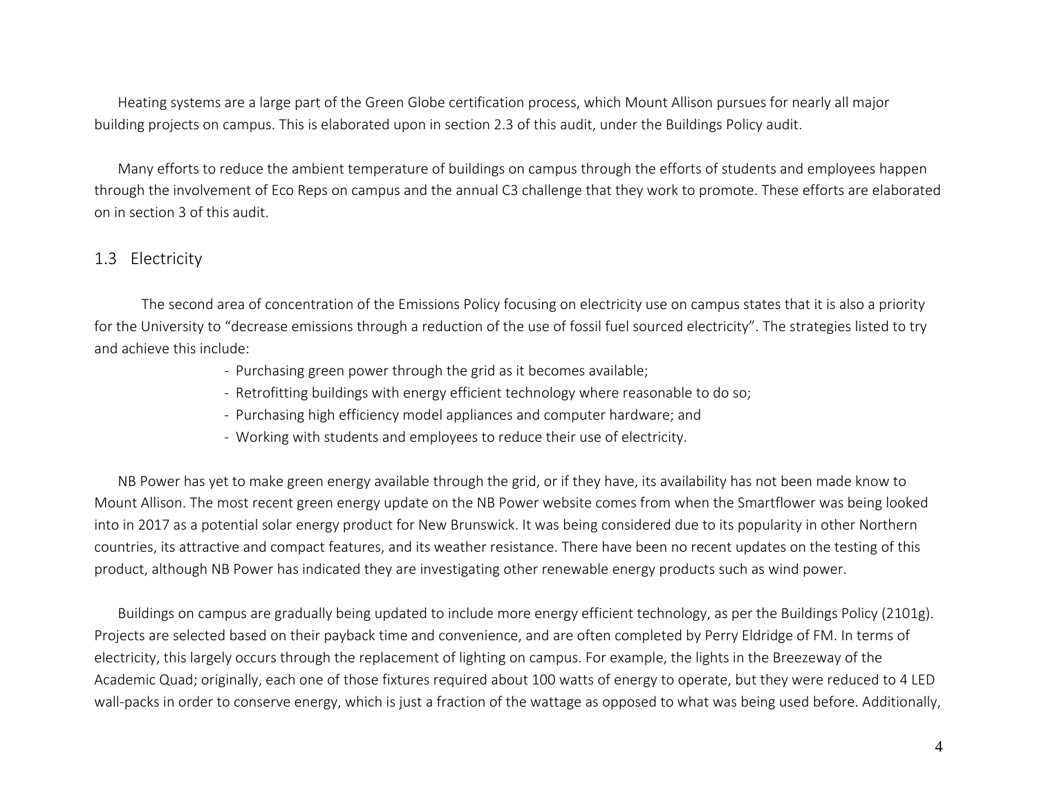Heating systems are a large part of the Green Globe certification process, which Mount Allison pursues for nearly all major building projects on campus. This is elaborated upon in section 2.3 of this audit, under the Buildings Policy audit.

Many efforts to reduce the ambient temperature of buildings on campus through the efforts of students and employees happen through the involvement of Eco Reps on campus and the annual C3 challenge that they work to promote. These efforts are elaborated on in section 3 of this audit.

## 1.3 Electricity

The second area of concentration of the Emissions Policy focusing on electricity use on campus states that it is also a priority for the University to "decrease emissions through a reduction of the use of fossil fuel sourced electricity". The strategies listed to try and achieve this include:

- Purchasing green power through the grid as it becomes available;
- Retrofitting buildings with energy efficient technology where reasonable to do so;
- Purchasing high efficiency model appliances and computer hardware; and
- Working with students and employees to reduce their use of electricity.

NB Power has yet to make green energy available through the grid, or if they have, its availability has not been made know to Mount Allison. The most recent green energy update on the NB Power website comes from when the Smartflower was being looked into in 2017 as a potential solar energy product for New Brunswick. It was being considered due to its popularity in other Northern countries, its attractive and compact features, and its weather resistance. There have been no recent updates on the testing of this product, although NB Power has indicated they are investigating other renewable energy products such as wind power.

Buildings on campus are gradually being updated to include more energy efficient technology, as per the Buildings Policy (2101g). Projects are selected based on their payback time and convenience, and are often completed by Perry Eldridge of FM. In terms of electricity, this largely occurs through the replacement of lighting on campus. For example, the lights in the Breezeway of the Academic Quad; originally, each one of those fixtures required about 100 watts of energy to operate, but they were reduced to 4 LED wall-packs in order to conserve energy, which is just a fraction of the wattage as opposed to what was being used before. Additionally,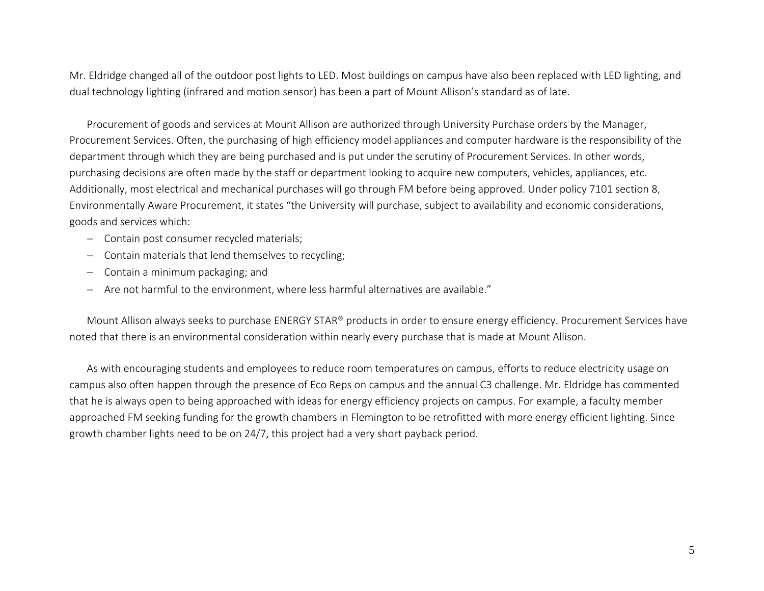Mr. Eldridge changed all of the outdoor post lights to LED. Most buildings on campus have also been replaced with LED lighting, and dual technology lighting (infrared and motion sensor) has been a part of Mount Allison's standard as of late.

Procurement of goods and services at Mount Allison are authorized through University Purchase orders by the Manager, Procurement Services. Often, the purchasing of high efficiency model appliances and computer hardware is the responsibility of the department through which they are being purchased and is put under the scrutiny of Procurement Services. In other words, purchasing decisions are often made by the staff or department looking to acquire new computers, vehicles, appliances, etc. Additionally, most electrical and mechanical purchases will go through FM before being approved. Under policy 7101 section 8, Environmentally Aware Procurement, it states "the University will purchase, subject to availability and economic considerations, goods and services which:

- Contain post consumer recycled materials;
- Contain materials that lend themselves to recycling;
- Contain a minimum packaging; and
- Are not harmful to the environment, where less harmful alternatives are available."

Mount Allison always seeks to purchase ENERGY STAR® products in order to ensure energy efficiency. Procurement Services have noted that there is an environmental consideration within nearly every purchase that is made at Mount Allison.

As with encouraging students and employees to reduce room temperatures on campus, efforts to reduce electricity usage on campus also often happen through the presence of Eco Reps on campus and the annual C3 challenge. Mr. Eldridge has commented that he is always open to being approached with ideas for energy efficiency projects on campus. For example, a faculty member approached FM seeking funding for the growth chambers in Flemington to be retrofitted with more energy efficient lighting. Since growth chamber lights need to be on 24/7, this project had a very short payback period.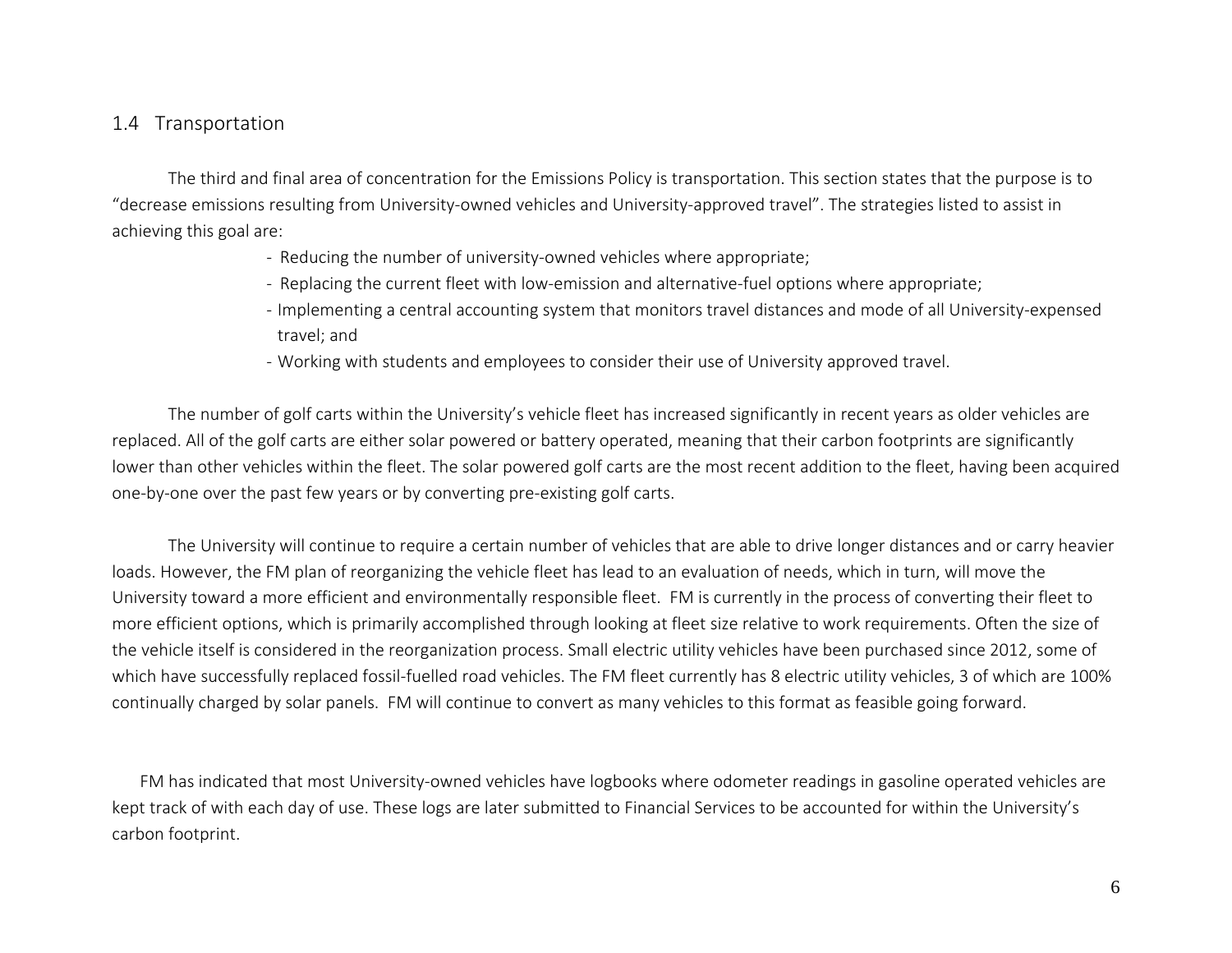## 1.4 Transportation

The third and final area of concentration for the Emissions Policy is transportation. This section states that the purpose is to "decrease emissions resulting from University-owned vehicles and University-approved travel". The strategies listed to assist in achieving this goal are:

- Reducing the number of university-owned vehicles where appropriate;
- Replacing the current fleet with low-emission and alternative-fuel options where appropriate;
- Implementing a central accounting system that monitors travel distances and mode of all University-expensed travel; and
- Working with students and employees to consider their use of University approved travel.

The number of golf carts within the University's vehicle fleet has increased significantly in recent years as older vehicles are replaced. All of the golf carts are either solar powered or battery operated, meaning that their carbon footprints are significantly lower than other vehicles within the fleet. The solar powered golf carts are the most recent addition to the fleet, having been acquired one-by-one over the past few years or by converting pre-existing golf carts.

The University will continue to require a certain number of vehicles that are able to drive longer distances and or carry heavier loads. However, the FM plan of reorganizing the vehicle fleet has lead to an evaluation of needs, which in turn, will move the University toward a more efficient and environmentally responsible fleet. FM is currently in the process of converting their fleet to more efficient options, which is primarily accomplished through looking at fleet size relative to work requirements. Often the size of the vehicle itself is considered in the reorganization process. Small electric utility vehicles have been purchased since 2012, some of which have successfully replaced fossil-fuelled road vehicles. The FM fleet currently has 8 electric utility vehicles, 3 of which are 100% continually charged by solar panels. FM will continue to convert as many vehicles to this format as feasible going forward.

FM has indicated that most University-owned vehicles have logbooks where odometer readings in gasoline operated vehicles are kept track of with each day of use. These logs are later submitted to Financial Services to be accounted for within the University's carbon footprint.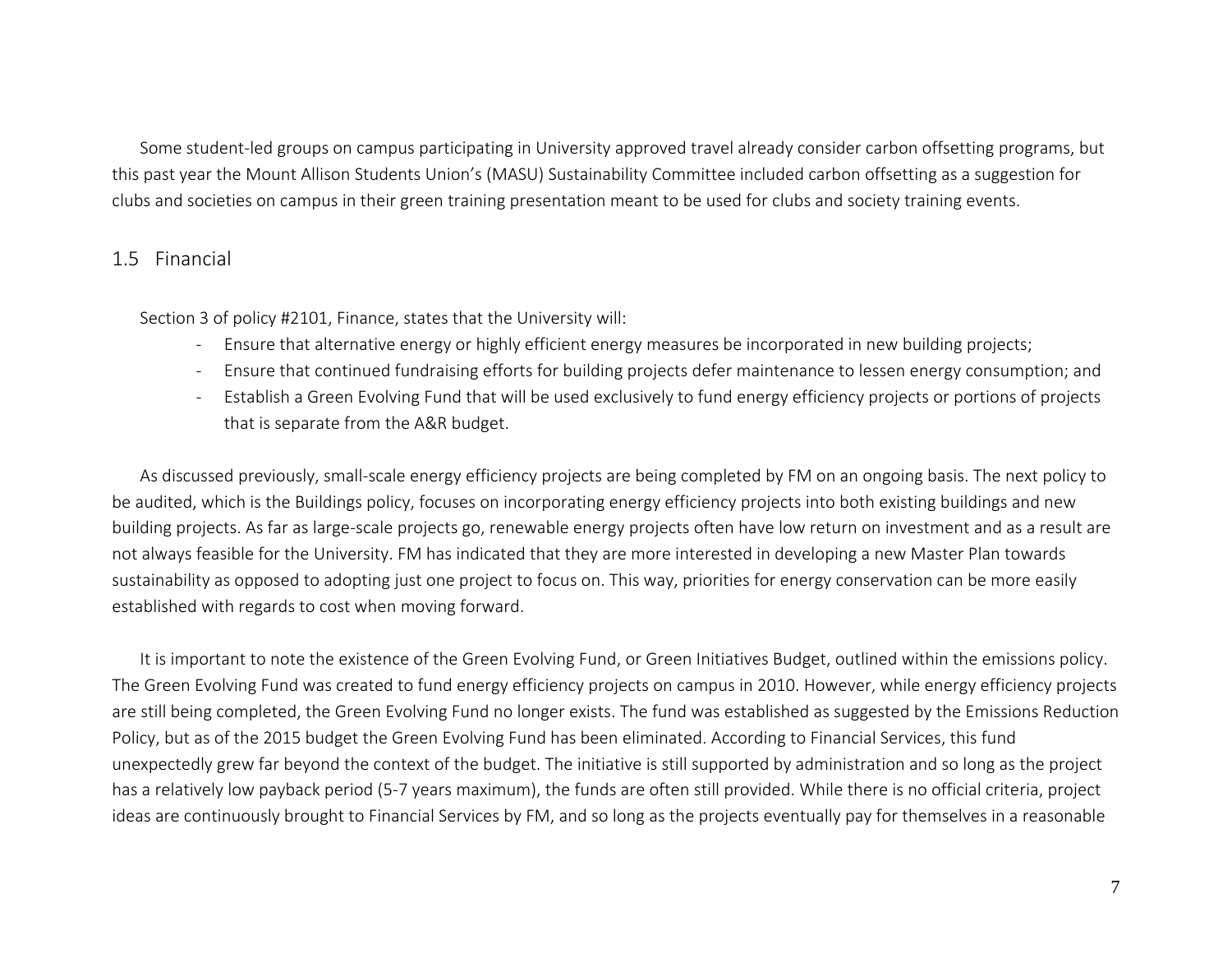Some student-led groups on campus participating in University approved travel already consider carbon offsetting programs, but this past year the Mount Allison Students Union's (MASU) Sustainability Committee included carbon offsetting as a suggestion for clubs and societies on campus in their green training presentation meant to be used for clubs and society training events.

## 1.5 Financial

Section 3 of policy #2101, Finance, states that the University will:

- Ensure that alternative energy or highly efficient energy measures be incorporated in new building projects;
- Ensure that continued fundraising efforts for building projects defer maintenance to lessen energy consumption; and
- Establish a Green Evolving Fund that will be used exclusively to fund energy efficiency projects or portions of projects that is separate from the A&R budget.

As discussed previously, small-scale energy efficiency projects are being completed by FM on an ongoing basis. The next policy to be audited, which is the Buildings policy, focuses on incorporating energy efficiency projects into both existing buildings and new building projects. As far as large-scale projects go, renewable energy projects often have low return on investment and as a result are not always feasible for the University. FM has indicated that they are more interested in developing a new Master Plan towards sustainability as opposed to adopting just one project to focus on. This way, priorities for energy conservation can be more easily established with regards to cost when moving forward.

It is important to note the existence of the Green Evolving Fund, or Green Initiatives Budget, outlined within the emissions policy. The Green Evolving Fund was created to fund energy efficiency projects on campus in 2010. However, while energy efficiency projects are still being completed, the Green Evolving Fund no longer exists. The fund was established as suggested by the Emissions Reduction Policy, but as of the 2015 budget the Green Evolving Fund has been eliminated. According to Financial Services, this fund unexpectedly grew far beyond the context of the budget. The initiative is still supported by administration and so long as the project has a relatively low payback period (5-7 years maximum), the funds are often still provided. While there is no official criteria, project ideas are continuously brought to Financial Services by FM, and so long as the projects eventually pay for themselves in a reasonable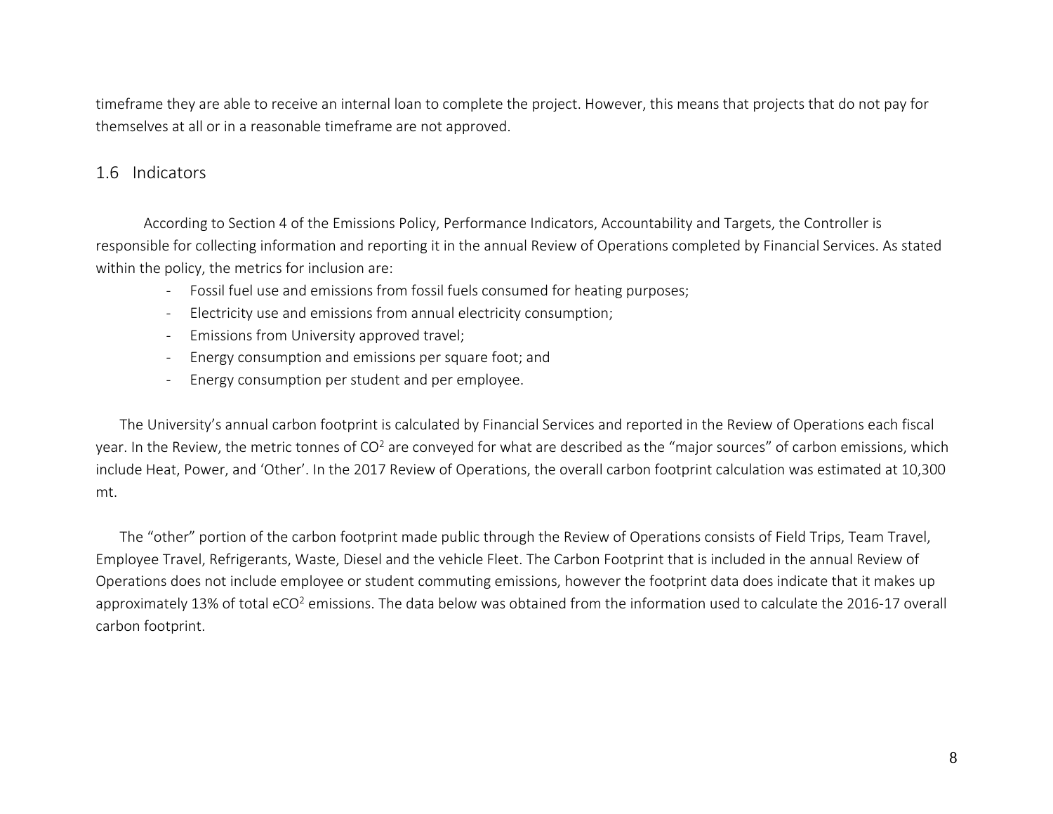timeframe they are able to receive an internal loan to complete the project. However, this means that projects that do not pay for themselves at all or in a reasonable timeframe are not approved.

## 1.6 Indicators

According to Section 4 of the Emissions Policy, Performance Indicators, Accountability and Targets, the Controller is responsible for collecting information and reporting it in the annual Review of Operations completed by Financial Services. As stated within the policy, the metrics for inclusion are:

- Fossil fuel use and emissions from fossil fuels consumed for heating purposes;
- Electricity use and emissions from annual electricity consumption;
- Emissions from University approved travel;
- Energy consumption and emissions per square foot; and
- Energy consumption per student and per employee.

The University's annual carbon footprint is calculated by Financial Services and reported in the Review of Operations each fiscal year. In the Review, the metric tonnes of $CO^2$ are conveyed for what are described as the "major sources" of carbon emissions, which include Heat, Power, and 'Other'. In the 2017 Review of Operations, the overall carbon footprint calculation was estimated at 10,300 mt.

The "other" portion of the carbon footprint made public through the Review of Operations consists of Field Trips, Team Travel, Employee Travel, Refrigerants, Waste, Diesel and the vehicle Fleet. The Carbon Footprint that is included in the annual Review of Operations does not include employee or student commuting emissions, however the footprint data does indicate that it makes up approximately 13% of total $eCO^2$ emissions. The data below was obtained from the information used to calculate the 2016-17 overall carbon footprint.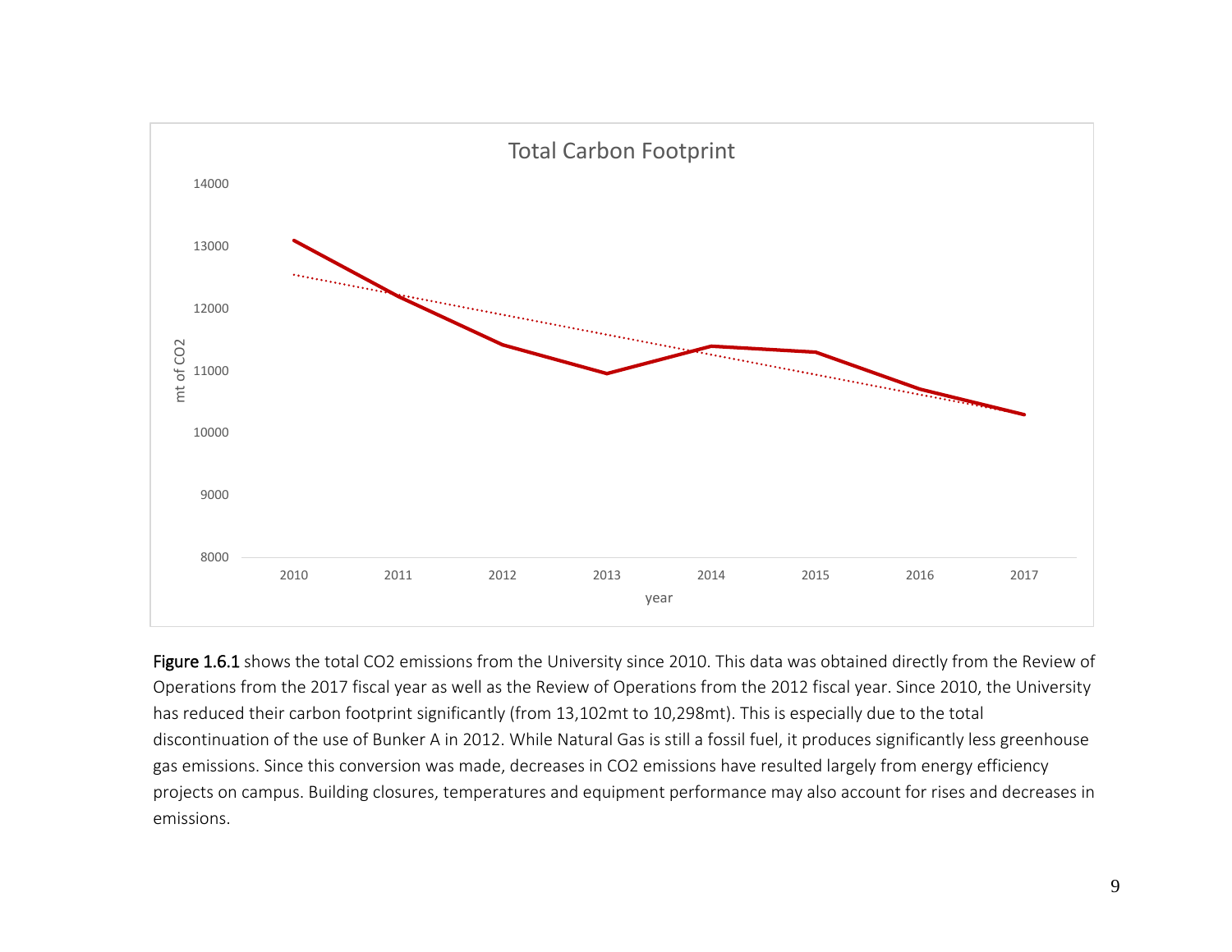**Figure 1.6.1** shows the total CO2 emissions from the University since 2010. This data was obtained directly from the Review of Operations from the 2017 fiscal year as well as the Review of Operations from the 2012 fiscal year. Since 2010, the University has reduced their carbon footprint significantly (from 13,102mt to 10,298mt). This is especially due to the total discontinuation of the use of Bunker A in 2012. While Natural Gas is still a fossil fuel, it produces significantly less greenhouse gas emissions. Since this conversion was made, decreases in CO2 emissions have resulted largely from energy efficiency projects on campus. Building closures, temperatures and equipment performance may also account for rises and decreases in emissions.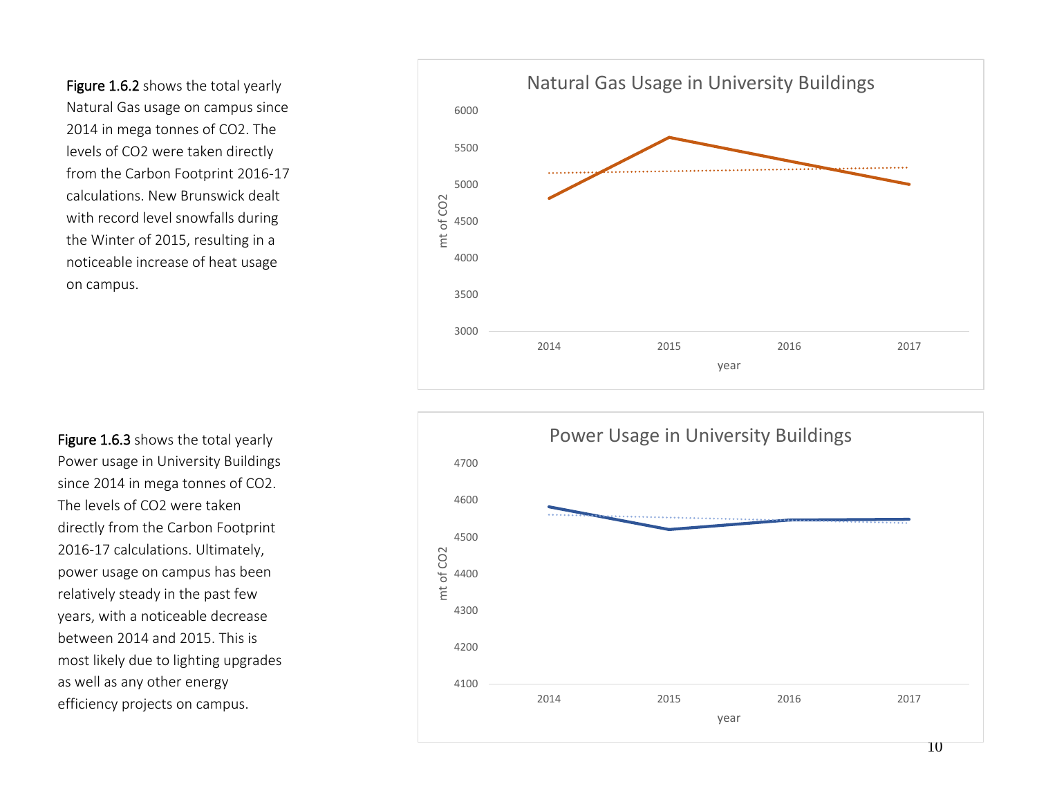**Figure 1.6.2** shows the total yearly Natural Gas usage on campus since 2014 in mega tonnes of $CO_2$. The levels of $CO_2$ were taken directly from the Carbon Footprint 2016-17 calculations. New Brunswick dealt with record level snowfalls during the Winter of 2015, resulting in a noticeable increase of heat usage on campus.

**Figure 1.6.3** shows the total yearly Power usage in University Buildings since 2014 in mega tonnes of $CO_2$. The levels of $CO_2$ were taken directly from the Carbon Footprint 2016-17 calculations. Ultimately, power usage on campus has been relatively steady in the past few years, with a noticeable decrease between 2014 and 2015. This is most likely due to lighting upgrades as well as any other energy efficiency projects on campus.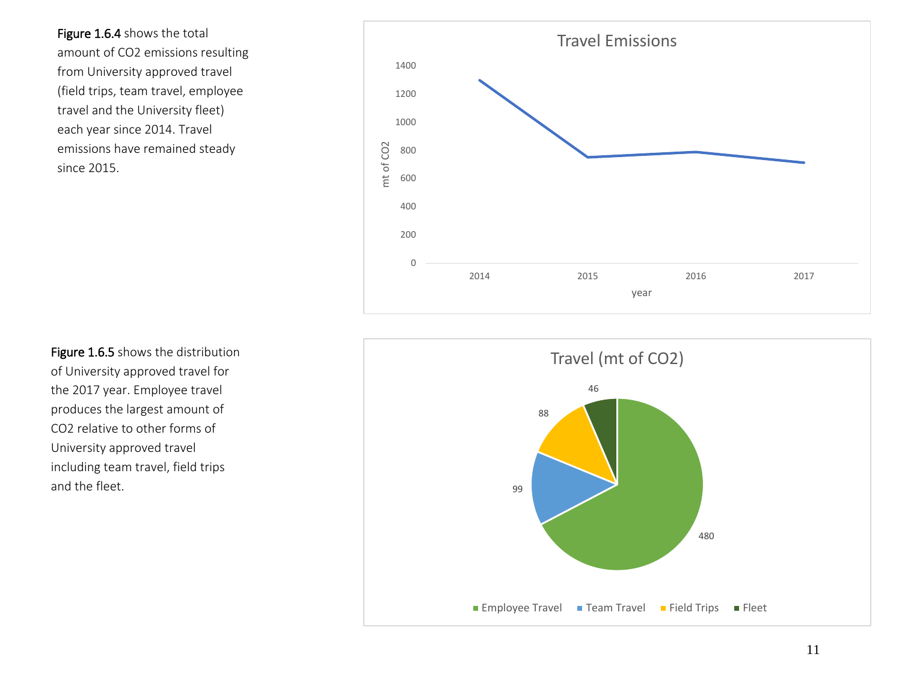**Figure 1.6.4** shows the total amount of $CO_2$ emissions resulting from University approved travel (field trips, team travel, employee travel and the University fleet) each year since 2014. Travel emissions have remained steady since 2015.

**Figure 1.6.5** shows the distribution of University approved travel for the 2017 year. Employee travel produces the largest amount of $CO_2$ relative to other forms of University approved travel including team travel, field trips and the fleet.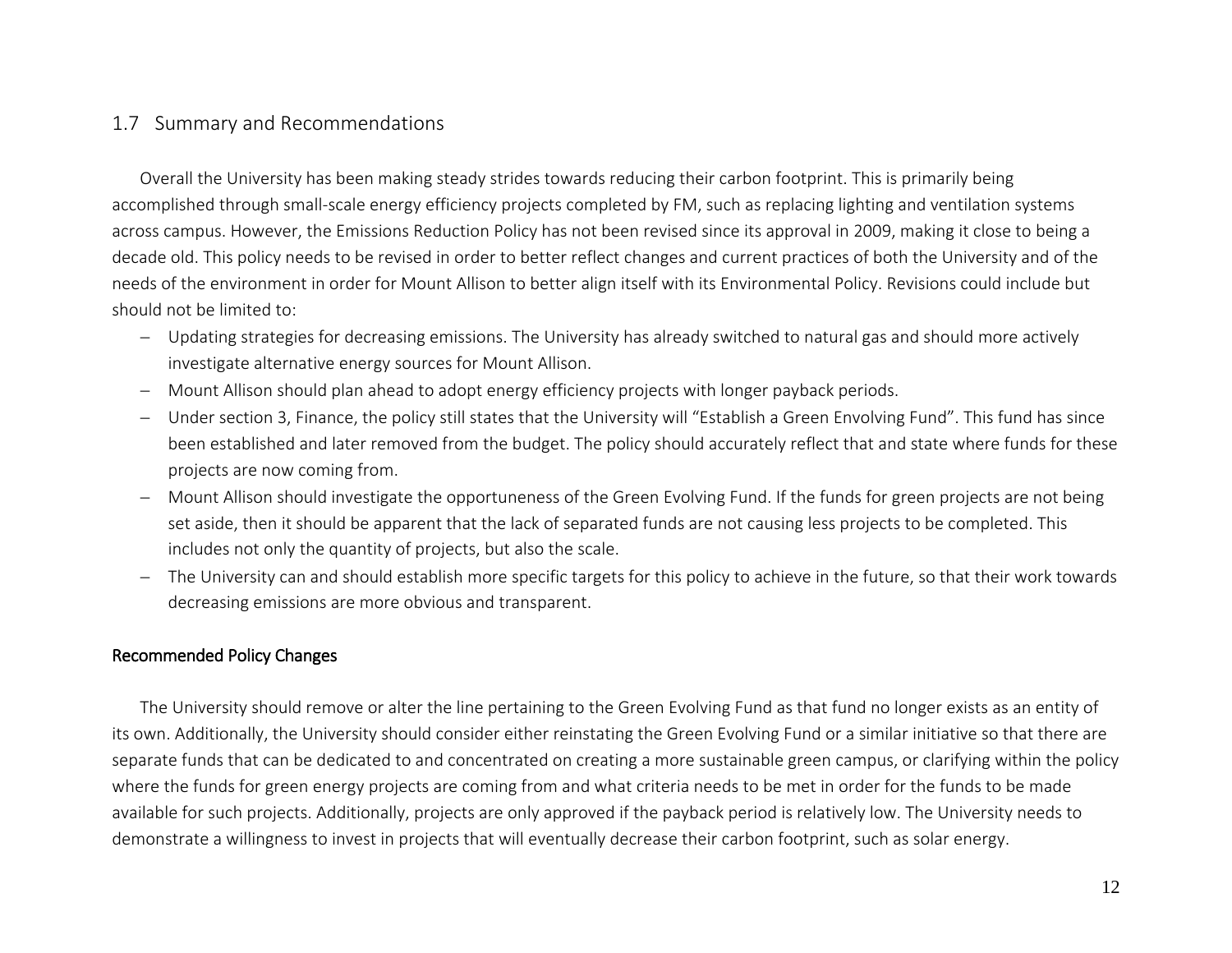## 1.7 Summary and Recommendations

Overall the University has been making steady strides towards reducing their carbon footprint. This is primarily being accomplished through small-scale energy efficiency projects completed by FM, such as replacing lighting and ventilation systems across campus. However, the Emissions Reduction Policy has not been revised since its approval in 2009, making it close to being a decade old. This policy needs to be revised in order to better reflect changes and current practices of both the University and of the needs of the environment in order for Mount Allison to better align itself with its Environmental Policy. Revisions could include but should not be limited to:

- Updating strategies for decreasing emissions. The University has already switched to natural gas and should more actively investigate alternative energy sources for Mount Allison.
- Mount Allison should plan ahead to adopt energy efficiency projects with longer payback periods.
- Under section 3, Finance, the policy still states that the University will "Establish a Green Envolving Fund". This fund has since been established and later removed from the budget. The policy should accurately reflect that and state where funds for these projects are now coming from.
- Mount Allison should investigate the opportuneness of the Green Evolving Fund. If the funds for green projects are not being set aside, then it should be apparent that the lack of separated funds are not causing less projects to be completed. This includes not only the quantity of projects, but also the scale.
- The University can and should establish more specific targets for this policy to achieve in the future, so that their work towards decreasing emissions are more obvious and transparent.

### Recommended Policy Changes

The University should remove or alter the line pertaining to the Green Evolving Fund as that fund no longer exists as an entity of its own. Additionally, the University should consider either reinstating the Green Evolving Fund or a similar initiative so that there are separate funds that can be dedicated to and concentrated on creating a more sustainable green campus, or clarifying within the policy where the funds for green energy projects are coming from and what criteria needs to be met in order for the funds to be made available for such projects. Additionally, projects are only approved if the payback period is relatively low. The University needs to demonstrate a willingness to invest in projects that will eventually decrease their carbon footprint, such as solar energy.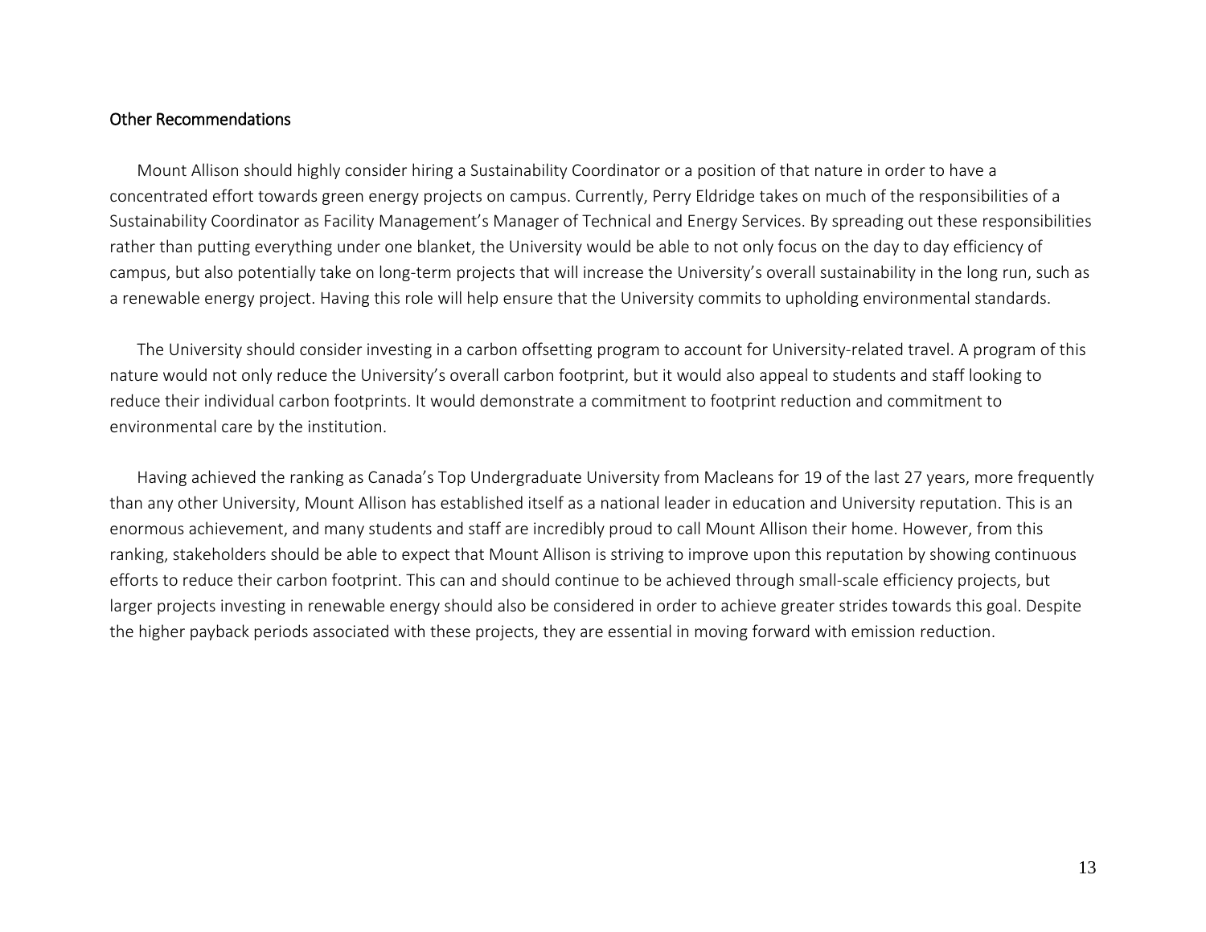## Other Recommendations

Mount Allison should highly consider hiring a Sustainability Coordinator or a position of that nature in order to have a concentrated effort towards green energy projects on campus. Currently, Perry Eldridge takes on much of the responsibilities of a Sustainability Coordinator as Facility Management's Manager of Technical and Energy Services. By spreading out these responsibilities rather than putting everything under one blanket, the University would be able to not only focus on the day to day efficiency of campus, but also potentially take on long-term projects that will increase the University's overall sustainability in the long run, such as a renewable energy project. Having this role will help ensure that the University commits to upholding environmental standards.

The University should consider investing in a carbon offsetting program to account for University-related travel. A program of this nature would not only reduce the University's overall carbon footprint, but it would also appeal to students and staff looking to reduce their individual carbon footprints. It would demonstrate a commitment to footprint reduction and commitment to environmental care by the institution.

Having achieved the ranking as Canada's Top Undergraduate University from Macleans for 19 of the last 27 years, more frequently than any other University, Mount Allison has established itself as a national leader in education and University reputation. This is an enormous achievement, and many students and staff are incredibly proud to call Mount Allison their home. However, from this ranking, stakeholders should be able to expect that Mount Allison is striving to improve upon this reputation by showing continuous efforts to reduce their carbon footprint. This can and should continue to be achieved through small-scale efficiency projects, but larger projects investing in renewable energy should also be considered in order to achieve greater strides towards this goal. Despite the higher payback periods associated with these projects, they are essential in moving forward with emission reduction.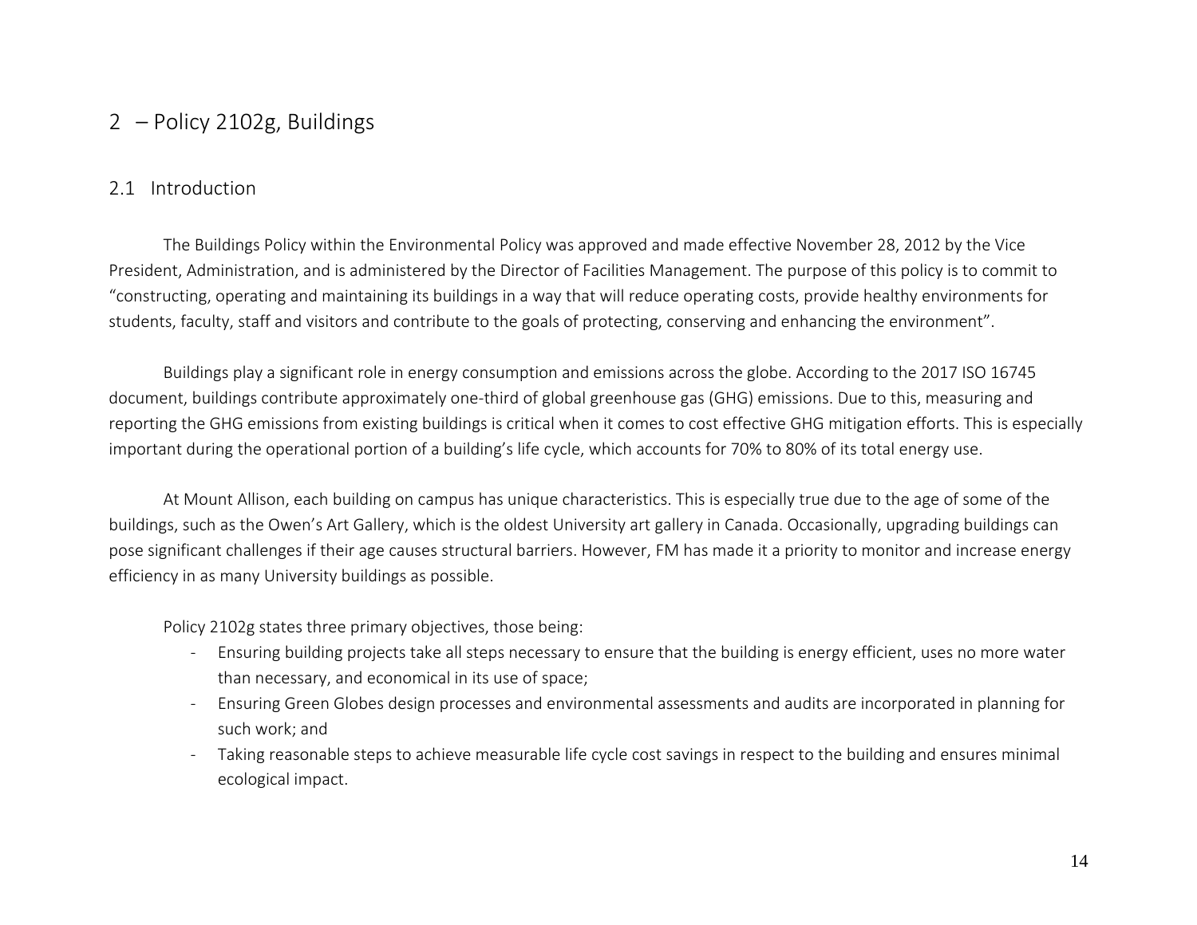# 2 – Policy 2102g, Buildings

## 2.1 Introduction

The Buildings Policy within the Environmental Policy was approved and made effective November 28, 2012 by the Vice President, Administration, and is administered by the Director of Facilities Management. The purpose of this policy is to commit to "constructing, operating and maintaining its buildings in a way that will reduce operating costs, provide healthy environments for students, faculty, staff and visitors and contribute to the goals of protecting, conserving and enhancing the environment".

Buildings play a significant role in energy consumption and emissions across the globe. According to the 2017 ISO 16745 document, buildings contribute approximately one-third of global greenhouse gas (GHG) emissions. Due to this, measuring and reporting the GHG emissions from existing buildings is critical when it comes to cost effective GHG mitigation efforts. This is especially important during the operational portion of a building's life cycle, which accounts for 70% to 80% of its total energy use.

At Mount Allison, each building on campus has unique characteristics. This is especially true due to the age of some of the buildings, such as the Owen's Art Gallery, which is the oldest University art gallery in Canada. Occasionally, upgrading buildings can pose significant challenges if their age causes structural barriers. However, FM has made it a priority to monitor and increase energy efficiency in as many University buildings as possible.

Policy 2102g states three primary objectives, those being:

- Ensuring building projects take all steps necessary to ensure that the building is energy efficient, uses no more water than necessary, and economical in its use of space;
- Ensuring Green Globes design processes and environmental assessments and audits are incorporated in planning for such work; and
- Taking reasonable steps to achieve measurable life cycle cost savings in respect to the building and ensures minimal ecological impact.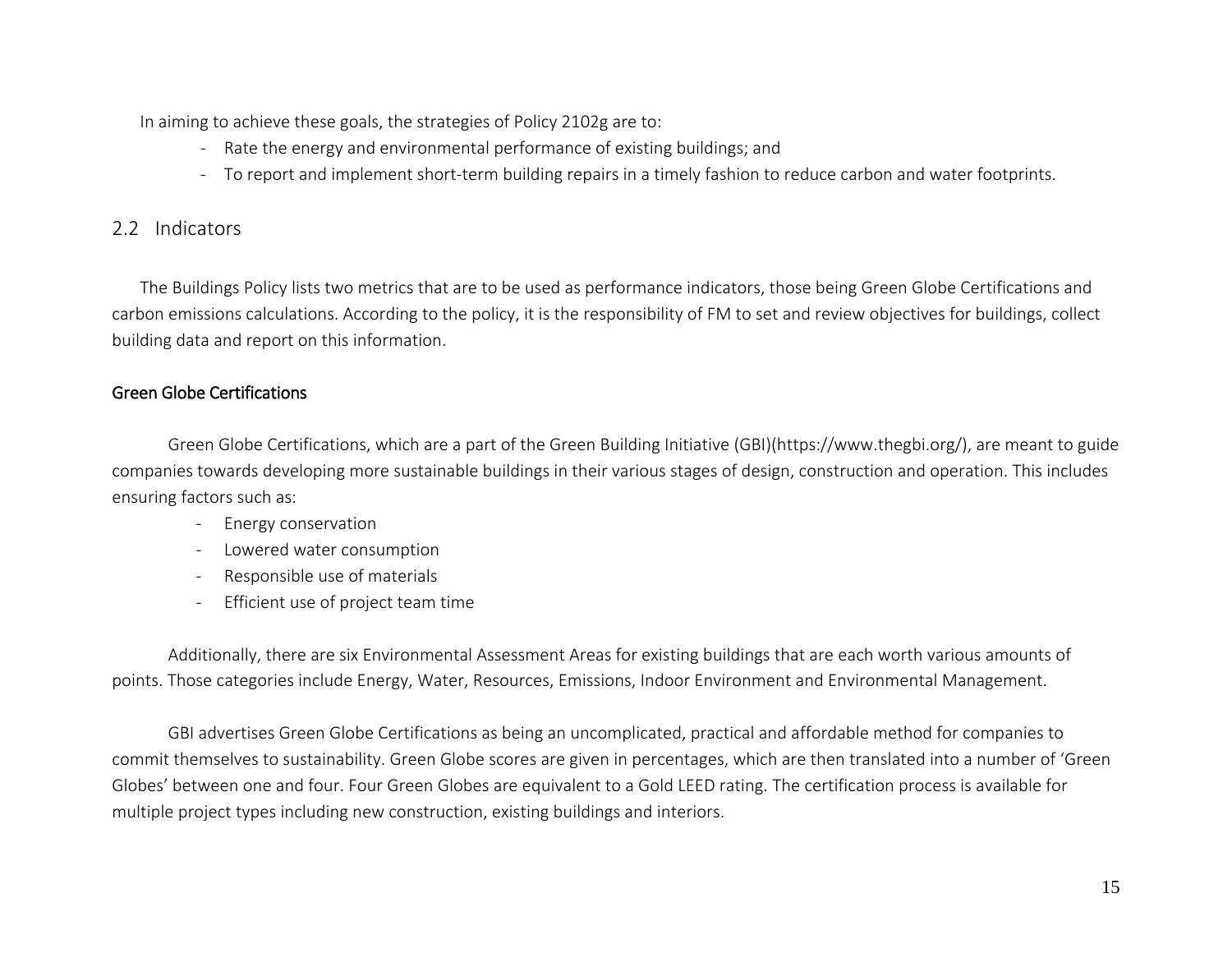In aiming to achieve these goals, the strategies of Policy 2102g are to:

- Rate the energy and environmental performance of existing buildings; and
- To report and implement short-term building repairs in a timely fashion to reduce carbon and water footprints.

## 2.2 Indicators

The Buildings Policy lists two metrics that are to be used as performance indicators, those being Green Globe Certifications and carbon emissions calculations. According to the policy, it is the responsibility of FM to set and review objectives for buildings, collect building data and report on this information.

### Green Globe Certifications

Green Globe Certifications, which are a part of the Green Building Initiative (GBI)(https://www.thegbi.org/), are meant to guide companies towards developing more sustainable buildings in their various stages of design, construction and operation. This includes ensuring factors such as:

- Energy conservation
- Lowered water consumption
- Responsible use of materials
- Efficient use of project team time

Additionally, there are six Environmental Assessment Areas for existing buildings that are each worth various amounts of points. Those categories include Energy, Water, Resources, Emissions, Indoor Environment and Environmental Management.

GBI advertises Green Globe Certifications as being an uncomplicated, practical and affordable method for companies to commit themselves to sustainability. Green Globe scores are given in percentages, which are then translated into a number of 'Green Globes' between one and four. Four Green Globes are equivalent to a Gold LEED rating. The certification process is available for multiple project types including new construction, existing buildings and interiors.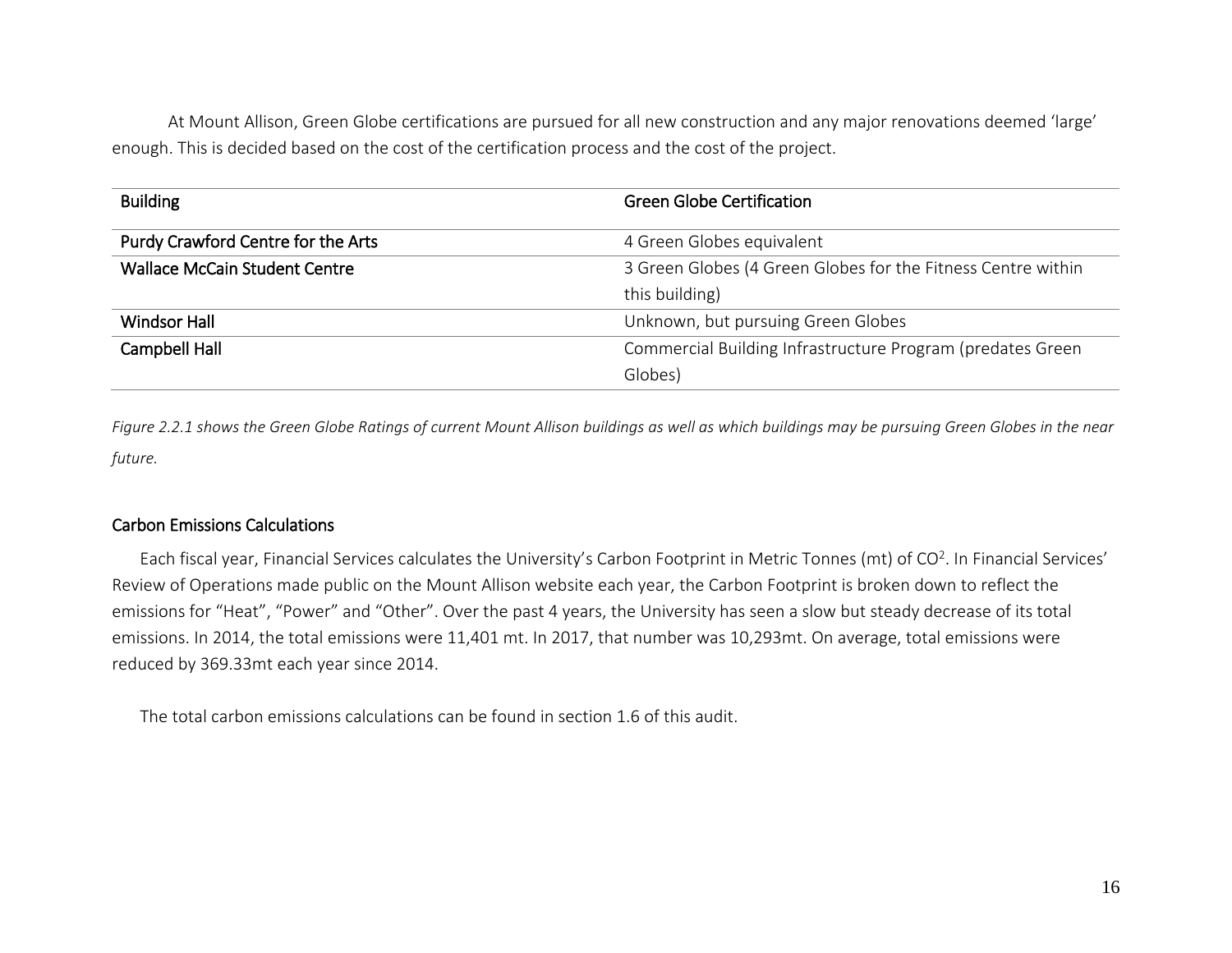At Mount Allison, Green Globe certifications are pursued for all new construction and any major renovations deemed 'large' enough. This is decided based on the cost of the certification process and the cost of the project.

| Building | Green Globe Certification |
|---|---|
| Purdy Crawford Centre for the Arts | 4 Green Globes equivalent |
| Wallace McCain Student Centre | 3 Green Globes (4 Green Globes for the Fitness Centre within this building) |
| Windsor Hall | Unknown, but pursuing Green Globes |
| Campbell Hall | Commercial Building Infrastructure Program (predates Green Globes) |

*Figure 2.2.1 shows the Green Globe Ratings of current Mount Allison buildings as well as which buildings may be pursuing Green Globes in the near future.*

### Carbon Emissions Calculations

Each fiscal year, Financial Services calculates the University's Carbon Footprint in Metric Tonnes (mt) of $CO^2$. In Financial Services' Review of Operations made public on the Mount Allison website each year, the Carbon Footprint is broken down to reflect the emissions for "Heat", "Power" and "Other". Over the past 4 years, the University has seen a slow but steady decrease of its total emissions. In 2014, the total emissions were 11,401 mt. In 2017, that number was 10,293mt. On average, total emissions were reduced by 369.33mt each year since 2014.

The total carbon emissions calculations can be found in section 1.6 of this audit.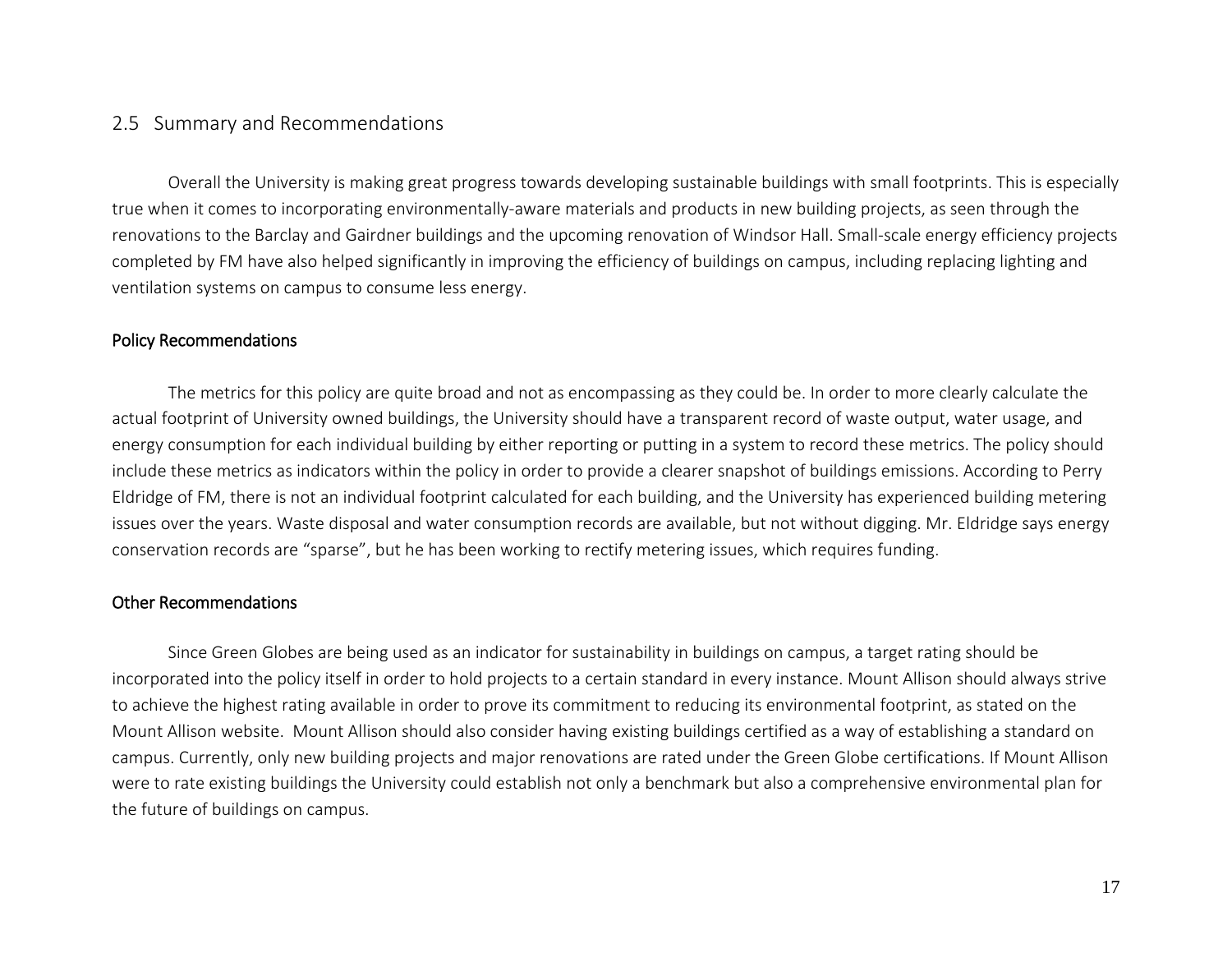## 2.5 Summary and Recommendations

Overall the University is making great progress towards developing sustainable buildings with small footprints. This is especially true when it comes to incorporating environmentally-aware materials and products in new building projects, as seen through the renovations to the Barclay and Gairdner buildings and the upcoming renovation of Windsor Hall. Small-scale energy efficiency projects completed by FM have also helped significantly in improving the efficiency of buildings on campus, including replacing lighting and ventilation systems on campus to consume less energy.

### Policy Recommendations

The metrics for this policy are quite broad and not as encompassing as they could be. In order to more clearly calculate the actual footprint of University owned buildings, the University should have a transparent record of waste output, water usage, and energy consumption for each individual building by either reporting or putting in a system to record these metrics. The policy should include these metrics as indicators within the policy in order to provide a clearer snapshot of buildings emissions. According to Perry Eldridge of FM, there is not an individual footprint calculated for each building, and the University has experienced building metering issues over the years. Waste disposal and water consumption records are available, but not without digging. Mr. Eldridge says energy conservation records are "sparse", but he has been working to rectify metering issues, which requires funding.

### Other Recommendations

Since Green Globes are being used as an indicator for sustainability in buildings on campus, a target rating should be incorporated into the policy itself in order to hold projects to a certain standard in every instance. Mount Allison should always strive to achieve the highest rating available in order to prove its commitment to reducing its environmental footprint, as stated on the Mount Allison website. Mount Allison should also consider having existing buildings certified as a way of establishing a standard on campus. Currently, only new building projects and major renovations are rated under the Green Globe certifications. If Mount Allison were to rate existing buildings the University could establish not only a benchmark but also a comprehensive environmental plan for the future of buildings on campus.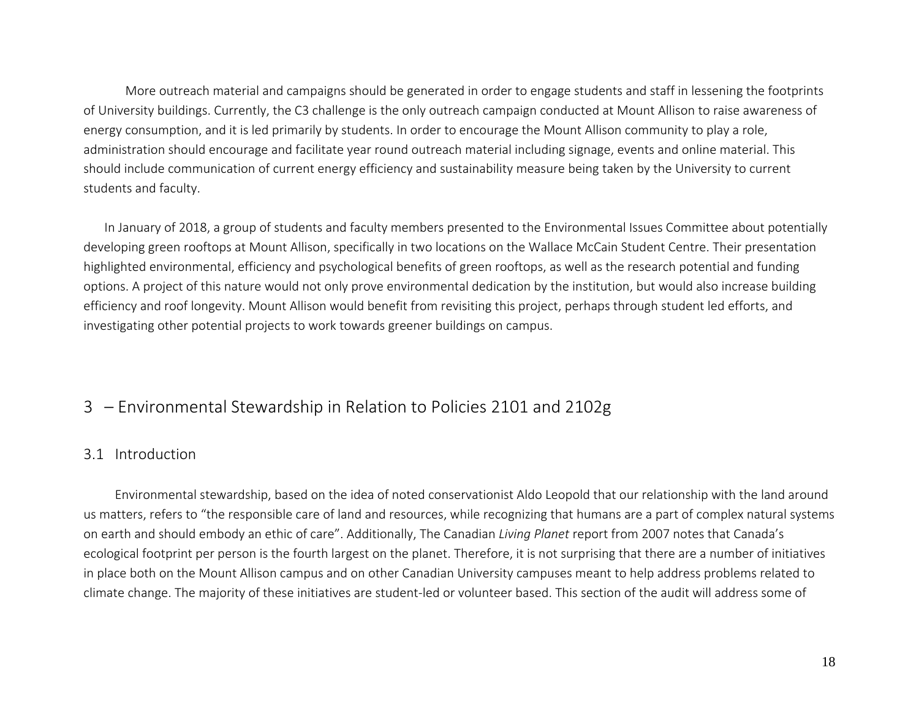More outreach material and campaigns should be generated in order to engage students and staff in lessening the footprints of University buildings. Currently, the C3 challenge is the only outreach campaign conducted at Mount Allison to raise awareness of energy consumption, and it is led primarily by students. In order to encourage the Mount Allison community to play a role, administration should encourage and facilitate year round outreach material including signage, events and online material. This should include communication of current energy efficiency and sustainability measure being taken by the University to current students and faculty.

In January of 2018, a group of students and faculty members presented to the Environmental Issues Committee about potentially developing green rooftops at Mount Allison, specifically in two locations on the Wallace McCain Student Centre. Their presentation highlighted environmental, efficiency and psychological benefits of green rooftops, as well as the research potential and funding options. A project of this nature would not only prove environmental dedication by the institution, but would also increase building efficiency and roof longevity. Mount Allison would benefit from revisiting this project, perhaps through student led efforts, and investigating other potential projects to work towards greener buildings on campus.

## 3 – Environmental Stewardship in Relation to Policies 2101 and 2102g

### 3.1 Introduction

Environmental stewardship, based on the idea of noted conservationist Aldo Leopold that our relationship with the land around us matters, refers to "the responsible care of land and resources, while recognizing that humans are a part of complex natural systems on earth and should embody an ethic of care". Additionally, The Canadian *Living Planet* report from 2007 notes that Canada's ecological footprint per person is the fourth largest on the planet. Therefore, it is not surprising that there are a number of initiatives in place both on the Mount Allison campus and on other Canadian University campuses meant to help address problems related to climate change. The majority of these initiatives are student-led or volunteer based. This section of the audit will address some of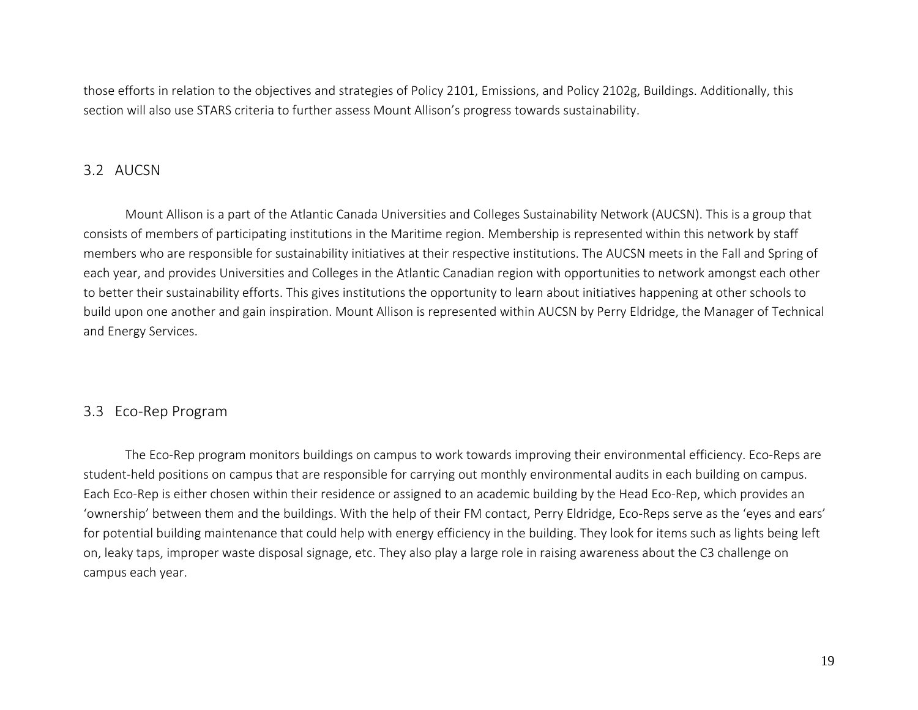those efforts in relation to the objectives and strategies of Policy 2101, Emissions, and Policy 2102g, Buildings. Additionally, this section will also use STARS criteria to further assess Mount Allison's progress towards sustainability.

## 3.2 AUCSN

Mount Allison is a part of the Atlantic Canada Universities and Colleges Sustainability Network (AUCSN). This is a group that consists of members of participating institutions in the Maritime region. Membership is represented within this network by staff members who are responsible for sustainability initiatives at their respective institutions. The AUCSN meets in the Fall and Spring of each year, and provides Universities and Colleges in the Atlantic Canadian region with opportunities to network amongst each other to better their sustainability efforts. This gives institutions the opportunity to learn about initiatives happening at other schools to build upon one another and gain inspiration. Mount Allison is represented within AUCSN by Perry Eldridge, the Manager of Technical and Energy Services.

## 3.3 Eco-Rep Program

The Eco-Rep program monitors buildings on campus to work towards improving their environmental efficiency. Eco-Reps are student-held positions on campus that are responsible for carrying out monthly environmental audits in each building on campus. Each Eco-Rep is either chosen within their residence or assigned to an academic building by the Head Eco-Rep, which provides an 'ownership' between them and the buildings. With the help of their FM contact, Perry Eldridge, Eco-Reps serve as the 'eyes and ears' for potential building maintenance that could help with energy efficiency in the building. They look for items such as lights being left on, leaky taps, improper waste disposal signage, etc. They also play a large role in raising awareness about the C3 challenge on campus each year.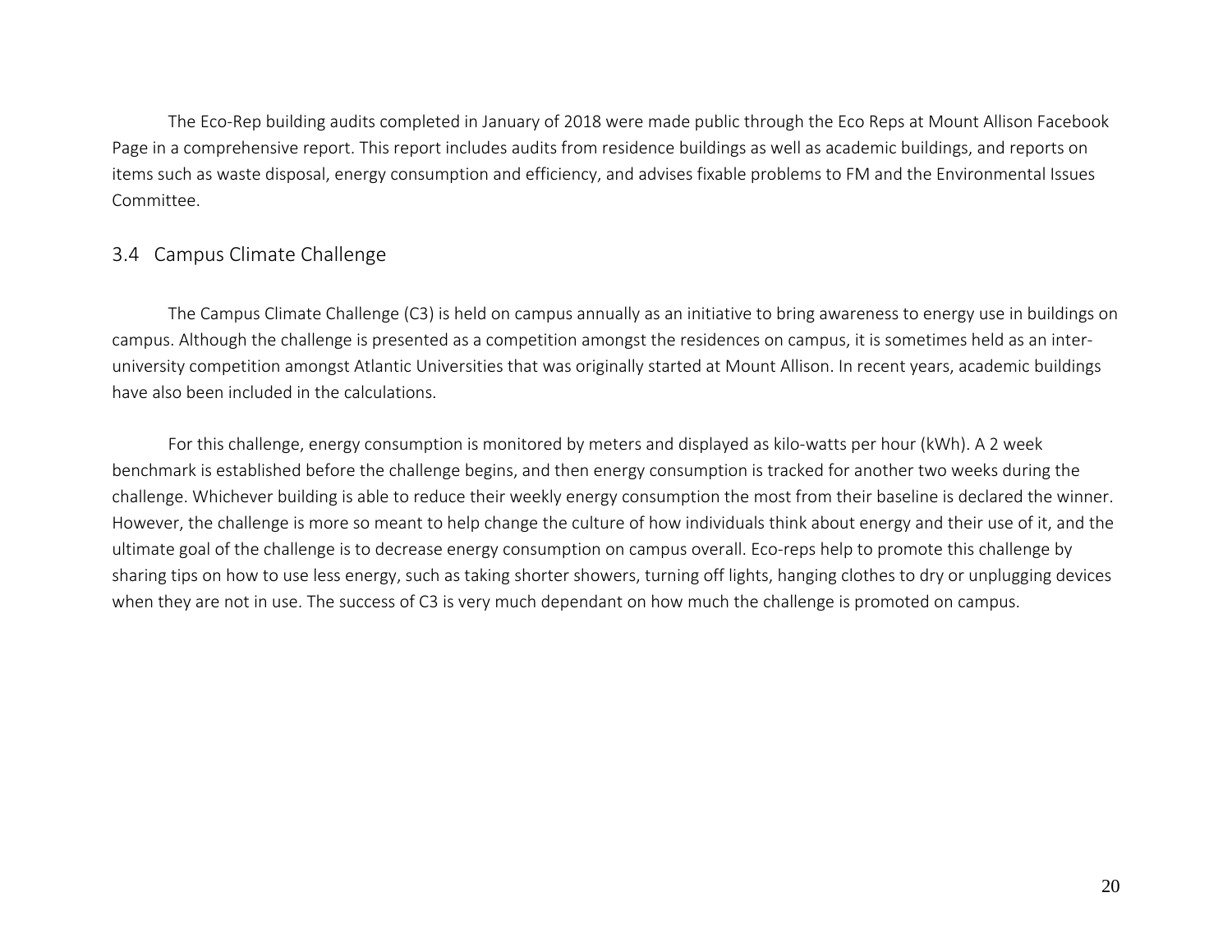The Eco-Rep building audits completed in January of 2018 were made public through the Eco Reps at Mount Allison Facebook Page in a comprehensive report. This report includes audits from residence buildings as well as academic buildings, and reports on items such as waste disposal, energy consumption and efficiency, and advises fixable problems to FM and the Environmental Issues Committee.

## 3.4 Campus Climate Challenge

The Campus Climate Challenge (C3) is held on campus annually as an initiative to bring awareness to energy use in buildings on campus. Although the challenge is presented as a competition amongst the residences on campus, it is sometimes held as an inter-university competition amongst Atlantic Universities that was originally started at Mount Allison. In recent years, academic buildings have also been included in the calculations.

For this challenge, energy consumption is monitored by meters and displayed as kilo-watts per hour (kWh). A 2 week benchmark is established before the challenge begins, and then energy consumption is tracked for another two weeks during the challenge. Whichever building is able to reduce their weekly energy consumption the most from their baseline is declared the winner. However, the challenge is more so meant to help change the culture of how individuals think about energy and their use of it, and the ultimate goal of the challenge is to decrease energy consumption on campus overall. Eco-reps help to promote this challenge by sharing tips on how to use less energy, such as taking shorter showers, turning off lights, hanging clothes to dry or unplugging devices when they are not in use. The success of C3 is very much dependant on how much the challenge is promoted on campus.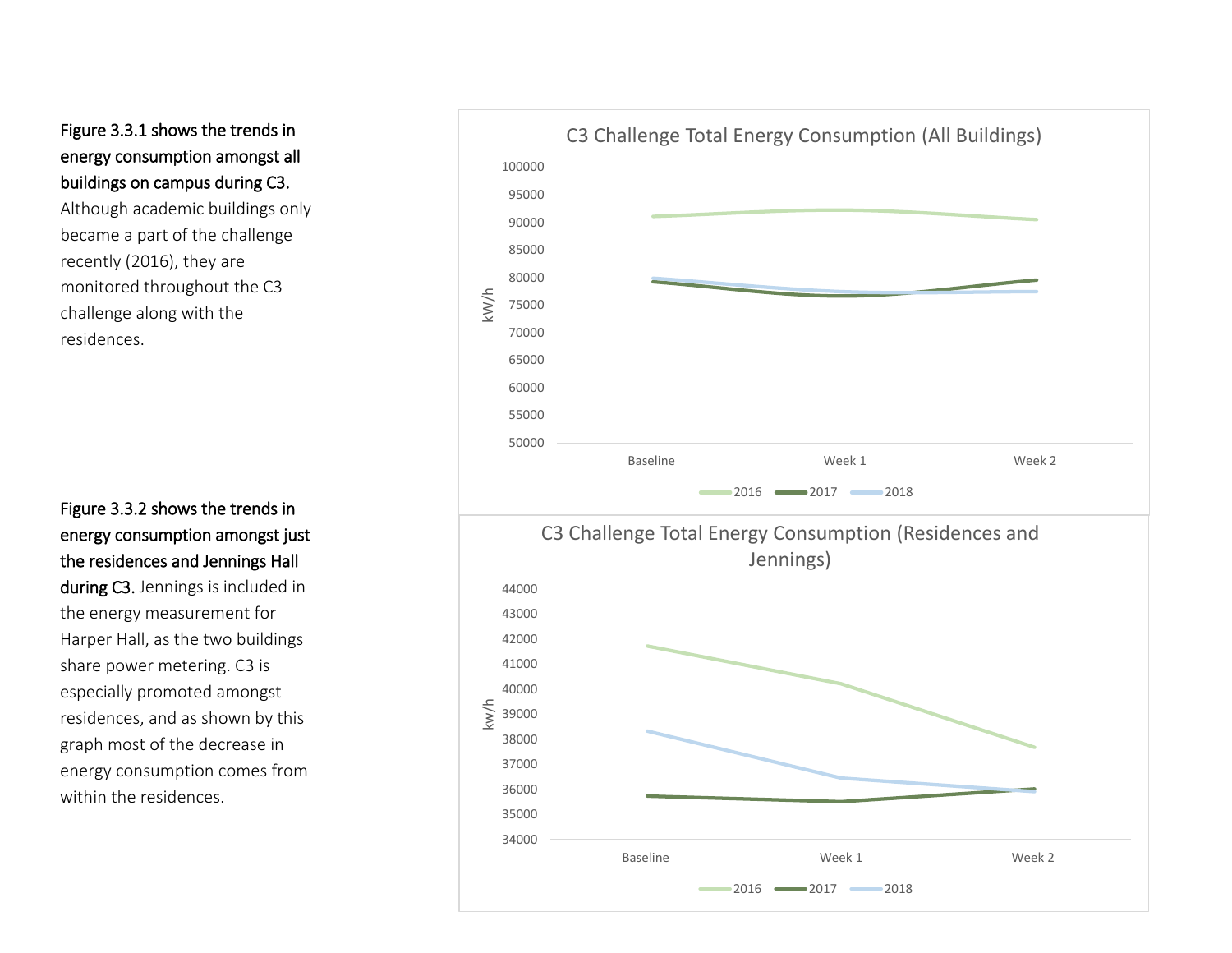**Figure 3.3.1 shows the trends in energy consumption amongst all buildings on campus during C3.** Although academic buildings only became a part of the challenge recently (2016), they are monitored throughout the C3 challenge along with the residences.

**Figure 3.3.2 shows the trends in energy consumption amongst just the residences and Jennings Hall during C3.** Jennings is included in the energy measurement for Harper Hall, as the two buildings share power metering. C3 is especially promoted amongst residences, and as shown by this graph most of the decrease in energy consumption comes from within the residences.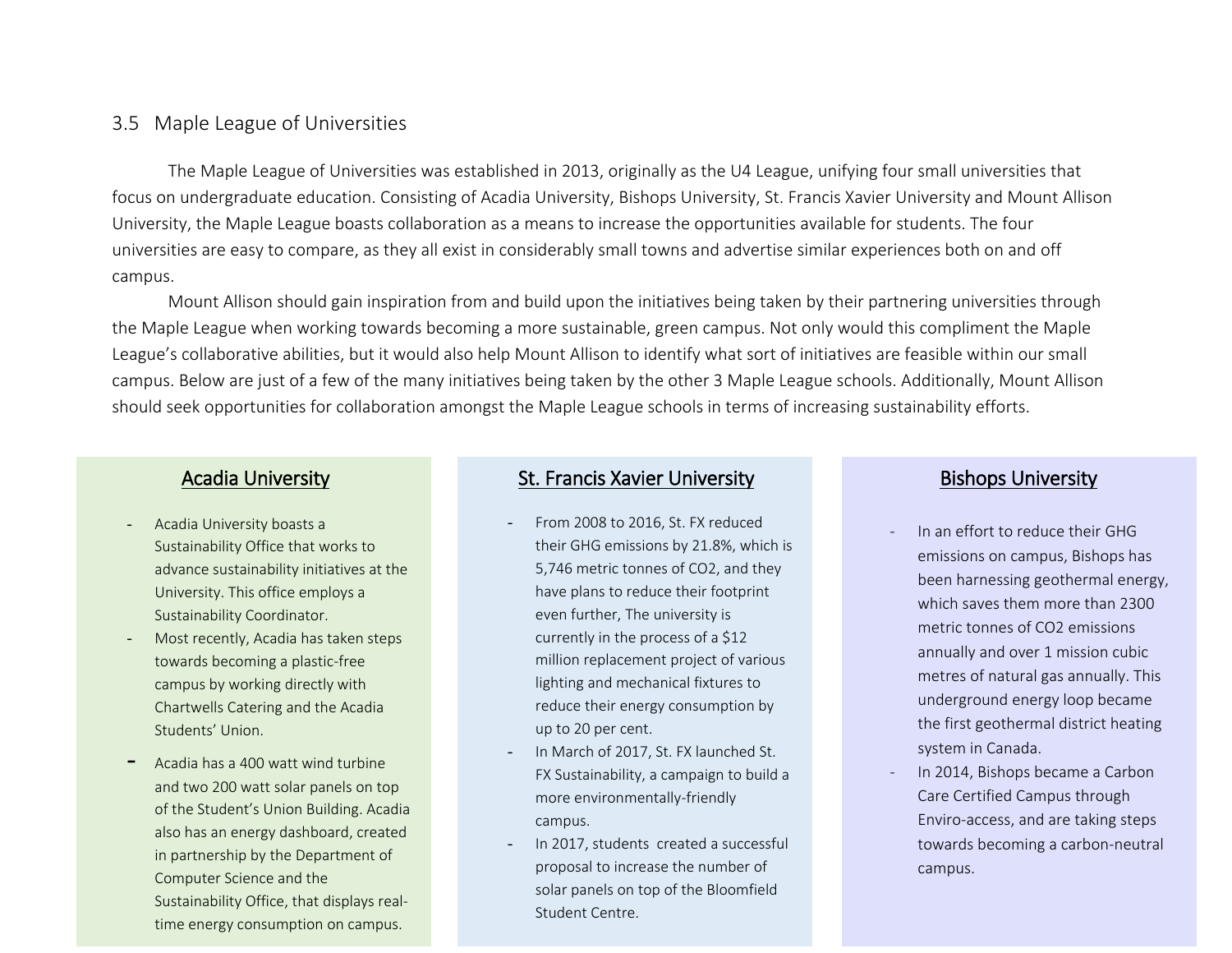## 3.5 Maple League of Universities

The Maple League of Universities was established in 2013, originally as the U4 League, unifying four small universities that focus on undergraduate education. Consisting of Acadia University, Bishops University, St. Francis Xavier University and Mount Allison University, the Maple League boasts collaboration as a means to increase the opportunities available for students. The four universities are easy to compare, as they all exist in considerably small towns and advertise similar experiences both on and off campus.

Mount Allison should gain inspiration from and build upon the initiatives being taken by their partnering universities through the Maple League when working towards becoming a more sustainable, green campus. Not only would this compliment the Maple League's collaborative abilities, but it would also help Mount Allison to identify what sort of initiatives are feasible within our small campus. Below are just of a few of the many initiatives being taken by the other 3 Maple League schools. Additionally, Mount Allison should seek opportunities for collaboration amongst the Maple League schools in terms of increasing sustainability efforts.

### Acadia University

- Acadia University boasts a Sustainability Office that works to advance sustainability initiatives at the University. This office employs a Sustainability Coordinator.
- Most recently, Acadia has taken steps towards becoming a plastic-free campus by working directly with Chartwells Catering and the Acadia Students' Union.
- Acadia has a 400 watt wind turbine and two 200 watt solar panels on top of the Student's Union Building. Acadia also has an energy dashboard, created in partnership by the Department of Computer Science and the Sustainability Office, that displays real-time energy consumption on campus.

### St. Francis Xavier University

- From 2008 to 2016, St. FX reduced their GHG emissions by 21.8%, which is 5,746 metric tonnes of $CO_2$, and they have plans to reduce their footprint even further, The university is currently in the process of a $12 million replacement project of various lighting and mechanical fixtures to reduce their energy consumption by up to 20 per cent.
- In March of 2017, St. FX launched St. FX Sustainability, a campaign to build a more environmentally-friendly campus.
- In 2017, students created a successful proposal to increase the number of solar panels on top of the Bloomfield Student Centre.

### Bishops University

- In an effort to reduce their GHG emissions on campus, Bishops has been harnessing geothermal energy, which saves them more than 2300 metric tonnes of $CO_2$ emissions annually and over 1 mission cubic metres of natural gas annually. This underground energy loop became the first geothermal district heating system in Canada.
- In 2014, Bishops became a Carbon Care Certified Campus through Enviro-access, and are taking steps towards becoming a carbon-neutral campus.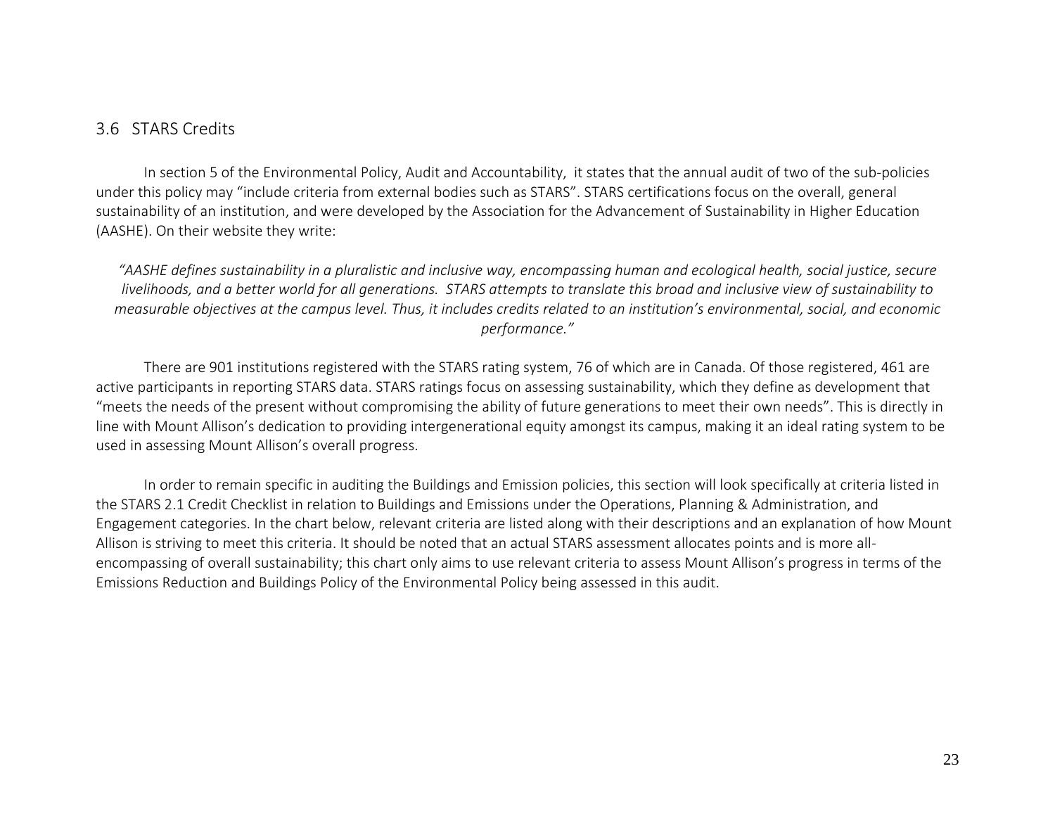### 3.6 STARS Credits

In section 5 of the Environmental Policy, Audit and Accountability, it states that the annual audit of two of the sub-policies under this policy may "include criteria from external bodies such as STARS". STARS certifications focus on the overall, general sustainability of an institution, and were developed by the Association for the Advancement of Sustainability in Higher Education (AASHE). On their website they write:

> *"AASHE defines sustainability in a pluralistic and inclusive way, encompassing human and ecological health, social justice, secure livelihoods, and a better world for all generations. STARS attempts to translate this broad and inclusive view of sustainability to measurable objectives at the campus level. Thus, it includes credits related to an institution's environmental, social, and economic performance."*

There are 901 institutions registered with the STARS rating system, 76 of which are in Canada. Of those registered, 461 are active participants in reporting STARS data. STARS ratings focus on assessing sustainability, which they define as development that "meets the needs of the present without compromising the ability of future generations to meet their own needs". This is directly in line with Mount Allison's dedication to providing intergenerational equity amongst its campus, making it an ideal rating system to be used in assessing Mount Allison's overall progress.

In order to remain specific in auditing the Buildings and Emission policies, this section will look specifically at criteria listed in the STARS 2.1 Credit Checklist in relation to Buildings and Emissions under the Operations, Planning & Administration, and Engagement categories. In the chart below, relevant criteria are listed along with their descriptions and an explanation of how Mount Allison is striving to meet this criteria. It should be noted that an actual STARS assessment allocates points and is more all-encompassing of overall sustainability; this chart only aims to use relevant criteria to assess Mount Allison's progress in terms of the Emissions Reduction and Buildings Policy of the Environmental Policy being assessed in this audit.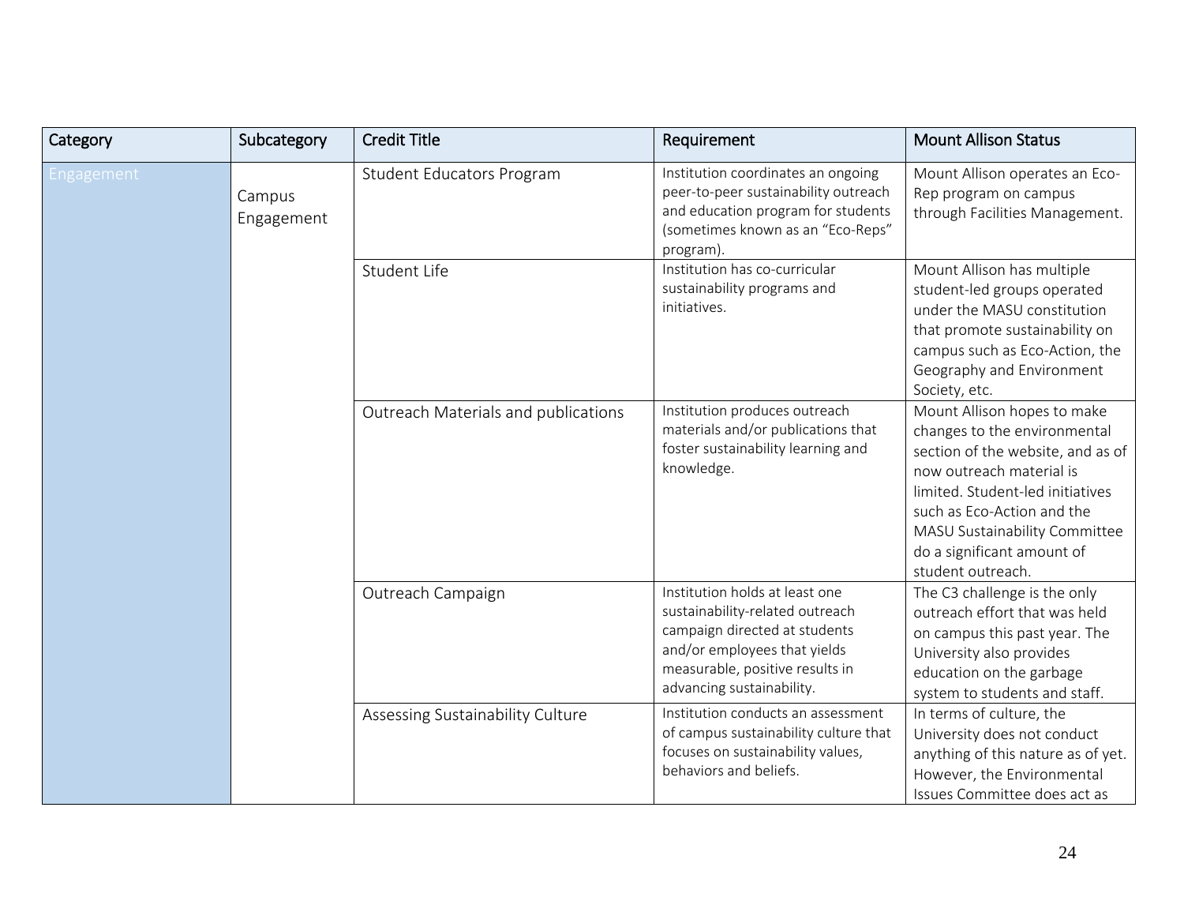| Category | Subcategory | Credit Title | Requirement | Mount Allison Status |
|---|---|---|---|---|
| Engagement | Campus Engagement | Student Educators Program | Institution coordinates an ongoing peer-to-peer sustainability outreach and education program for students (sometimes known as an "Eco-Reps" program). | Mount Allison operates an Eco-Rep program on campus through Facilities Management. |
| | | Student Life | Institution has co-curricular sustainability programs and initiatives. | Mount Allison has multiple student-led groups operated under the MASU constitution that promote sustainability on campus such as Eco-Action, the Geography and Environment Society, etc. |
| | | Outreach Materials and publications | Institution produces outreach materials and/or publications that foster sustainability learning and knowledge. | Mount Allison hopes to make changes to the environmental section of the website, and as of now outreach material is limited. Student-led initiatives such as Eco-Action and the MASU Sustainability Committee do a significant amount of student outreach. |
| | | Outreach Campaign | Institution holds at least one sustainability-related outreach campaign directed at students and/or employees that yields measurable, positive results in advancing sustainability. | The C3 challenge is the only outreach effort that was held on campus this past year. The University also provides education on the garbage system to students and staff. |
| | | Assessing Sustainability Culture | Institution conducts an assessment of campus sustainability culture that focuses on sustainability values, behaviors and beliefs. | In terms of culture, the University does not conduct anything of this nature as of yet. However, the Environmental Issues Committee does act as |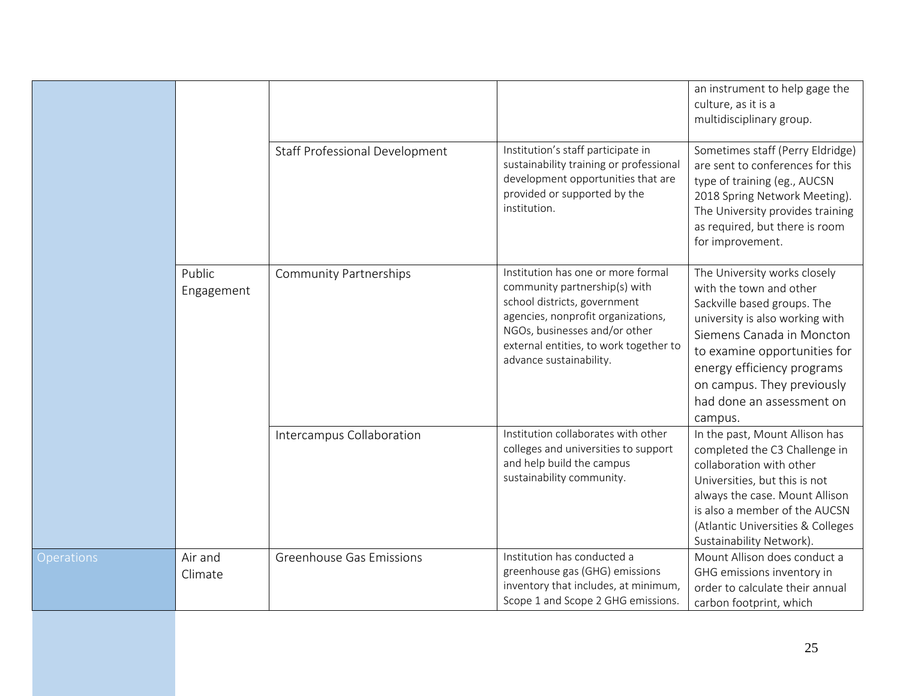| | | | | |
|---|---|---|---|---|
| | | | | an instrument to help gage the culture, as it is a multidisciplinary group. |
| | | Staff Professional Development | Institution's staff participate in sustainability training or professional development opportunities that are provided or supported by the institution. | Sometimes staff (Perry Eldridge) are sent to conferences for this type of training (eg., AUCSN 2018 Spring Network Meeting). The University provides training as required, but there is room for improvement. |
| | Public Engagement | Community Partnerships | Institution has one or more formal community partnership(s) with school districts, government agencies, nonprofit organizations, NGOs, businesses and/or other external entities, to work together to advance sustainability. | The University works closely with the town and other Sackville based groups. The university is also working with Siemens Canada in Moncton to examine opportunities for energy efficiency programs on campus. They previously had done an assessment on campus. |
| | | Intercampus Collaboration | Institution collaborates with other colleges and universities to support and help build the campus sustainability community. | In the past, Mount Allison has completed the C3 Challenge in collaboration with other Universities, but this is not always the case. Mount Allison is also a member of the AUCSN (Atlantic Universities & Colleges Sustainability Network). |
| Operations | Air and Climate | Greenhouse Gas Emissions | Institution has conducted a greenhouse gas (GHG) emissions inventory that includes, at minimum, Scope 1 and Scope 2 GHG emissions. | Mount Allison does conduct a GHG emissions inventory in order to calculate their annual carbon footprint, which |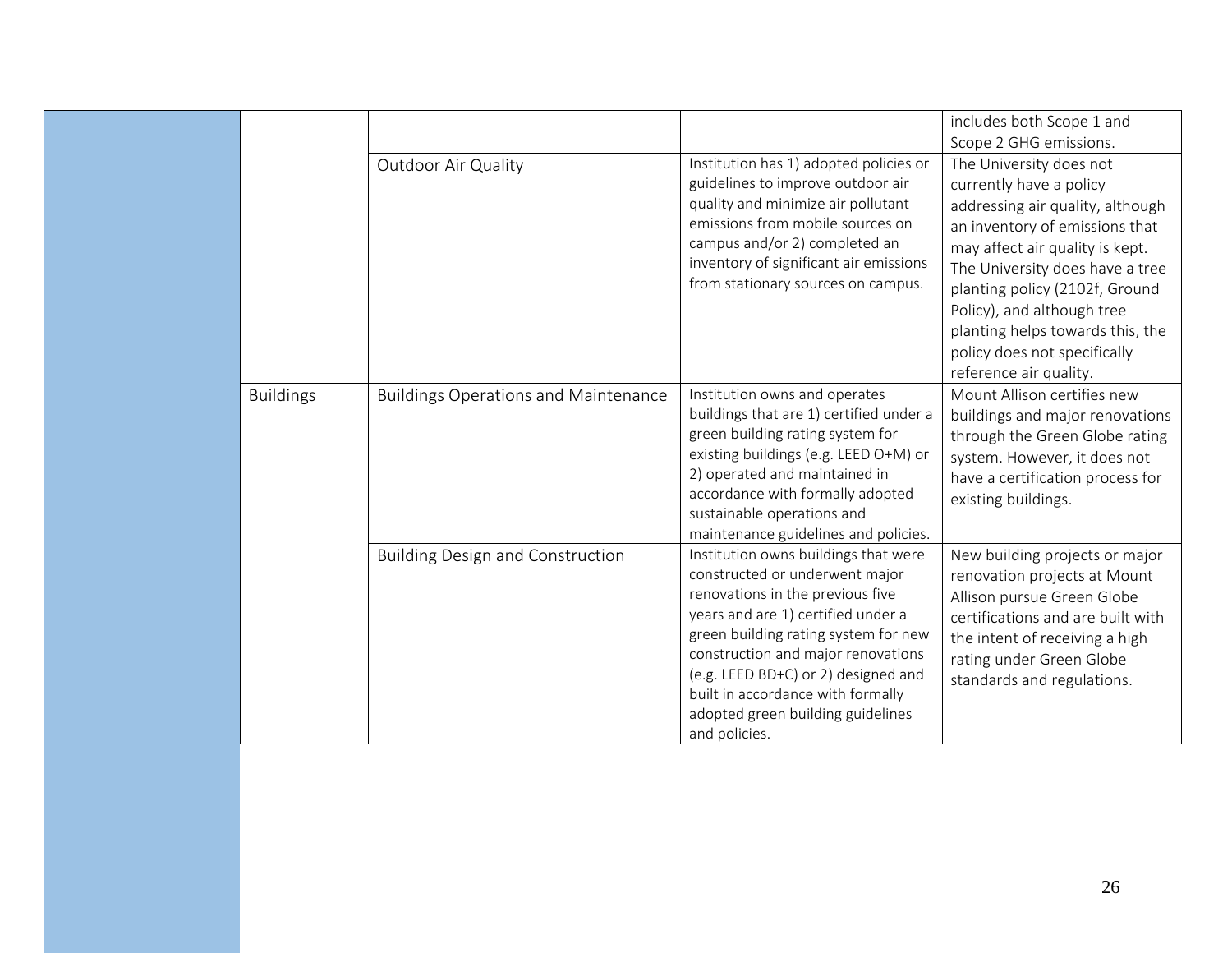| | | | | |
|---|---|---|---|---|
| | | | | includes both Scope 1 and Scope 2 GHG emissions. |
| | | Outdoor Air Quality | Institution has 1) adopted policies or guidelines to improve outdoor air quality and minimize air pollutant emissions from mobile sources on campus and/or 2) completed an inventory of significant air emissions from stationary sources on campus. | The University does not currently have a policy addressing air quality, although an inventory of emissions that may affect air quality is kept. The University does have a tree planting policy (2102f, Ground Policy), and although tree planting helps towards this, the policy does not specifically reference air quality. |
| | Buildings | Buildings Operations and Maintenance | Institution owns and operates buildings that are 1) certified under a green building rating system for existing buildings (e.g. LEED O+M) or 2) operated and maintained in accordance with formally adopted sustainable operations and maintenance guidelines and policies. | Mount Allison certifies new buildings and major renovations through the Green Globe rating system. However, it does not have a certification process for existing buildings. |
| | | Building Design and Construction | Institution owns buildings that were constructed or underwent major renovations in the previous five years and are 1) certified under a green building rating system for new construction and major renovations (e.g. LEED BD+C) or 2) designed and built in accordance with formally adopted green building guidelines and policies. | New building projects or major renovation projects at Mount Allison pursue Green Globe certifications and are built with the intent of receiving a high rating under Green Globe standards and regulations. |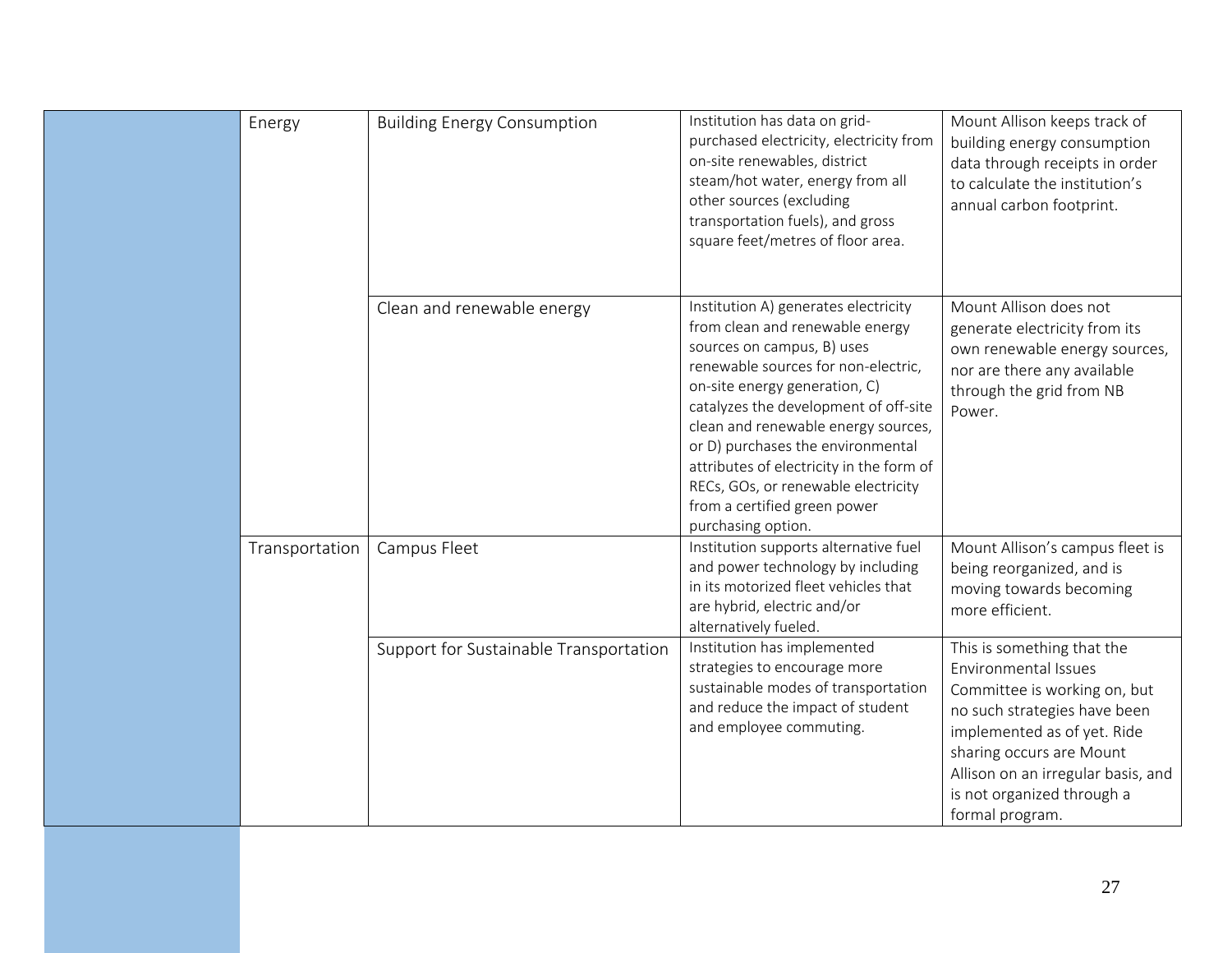| | | | |
|---|---|---|---|
| Energy | Building Energy Consumption | Institution has data on grid-purchased electricity, electricity from on-site renewables, district steam/hot water, energy from all other sources (excluding transportation fuels), and gross square feet/metres of floor area. | Mount Allison keeps track of building energy consumption data through receipts in order to calculate the institution's annual carbon footprint. |
| | Clean and renewable energy | Institution A) generates electricity from clean and renewable energy sources on campus, B) uses renewable sources for non-electric, on-site energy generation, C) catalyzes the development of off-site clean and renewable energy sources, or D) purchases the environmental attributes of electricity in the form of RECs, GOs, or renewable electricity from a certified green power purchasing option. | Mount Allison does not generate electricity from its own renewable energy sources, nor are there any available through the grid from NB Power. |
| Transportation | Campus Fleet | Institution supports alternative fuel and power technology by including in its motorized fleet vehicles that are hybrid, electric and/or alternatively fueled. | Mount Allison's campus fleet is being reorganized, and is moving towards becoming more efficient. |
| | Support for Sustainable Transportation | Institution has implemented strategies to encourage more sustainable modes of transportation and reduce the impact of student and employee commuting. | This is something that the Environmental Issues Committee is working on, but no such strategies have been implemented as of yet. Ride sharing occurs are Mount Allison on an irregular basis, and is not organized through a formal program. |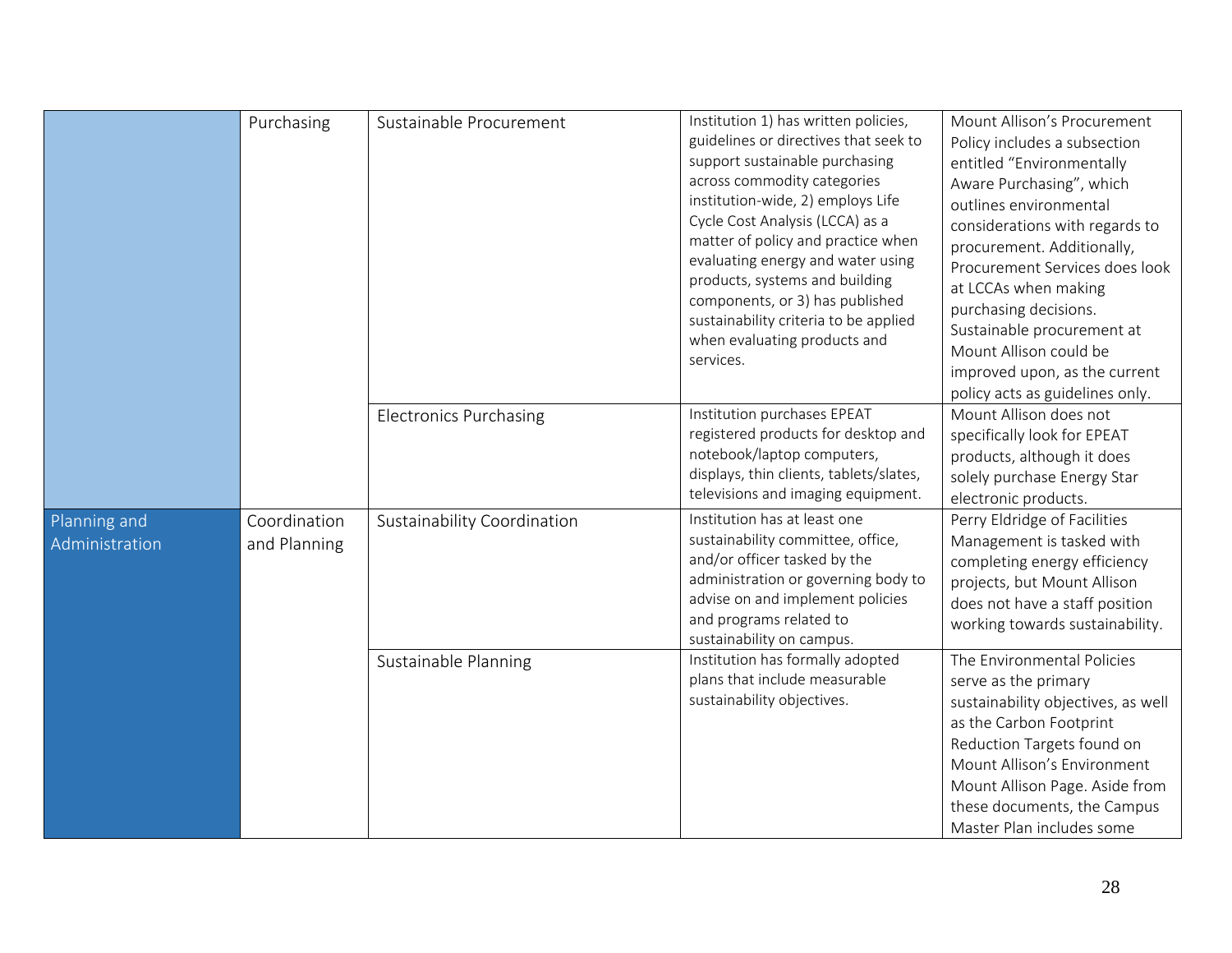| | | | | |
|---|---|---|---|---|
| | Purchasing | Sustainable Procurement | Institution 1) has written policies, guidelines or directives that seek to support sustainable purchasing across commodity categories institution-wide, 2) employs Life Cycle Cost Analysis (LCCA) as a matter of policy and practice when evaluating energy and water using products, systems and building components, or 3) has published sustainability criteria to be applied when evaluating products and services. | Mount Allison's Procurement Policy includes a subsection entitled "Environmentally Aware Purchasing", which outlines environmental considerations with regards to procurement. Additionally, Procurement Services does look at LCCAs when making purchasing decisions. Sustainable procurement at Mount Allison could be improved upon, as the current policy acts as guidelines only. |
| | | Electronics Purchasing | Institution purchases EPEAT registered products for desktop and notebook/laptop computers, displays, thin clients, tablets/slates, televisions and imaging equipment. | Mount Allison does not specifically look for EPEAT products, although it does solely purchase Energy Star electronic products. |
| Planning and Administration | Coordination and Planning | Sustainability Coordination | Institution has at least one sustainability committee, office, and/or officer tasked by the administration or governing body to advise on and implement policies and programs related to sustainability on campus. | Perry Eldridge of Facilities Management is tasked with completing energy efficiency projects, but Mount Allison does not have a staff position working towards sustainability. |
| | | Sustainable Planning | Institution has formally adopted plans that include measurable sustainability objectives. | The Environmental Policies serve as the primary sustainability objectives, as well as the Carbon Footprint Reduction Targets found on Mount Allison's Environment Mount Allison Page. Aside from these documents, the Campus Master Plan includes some |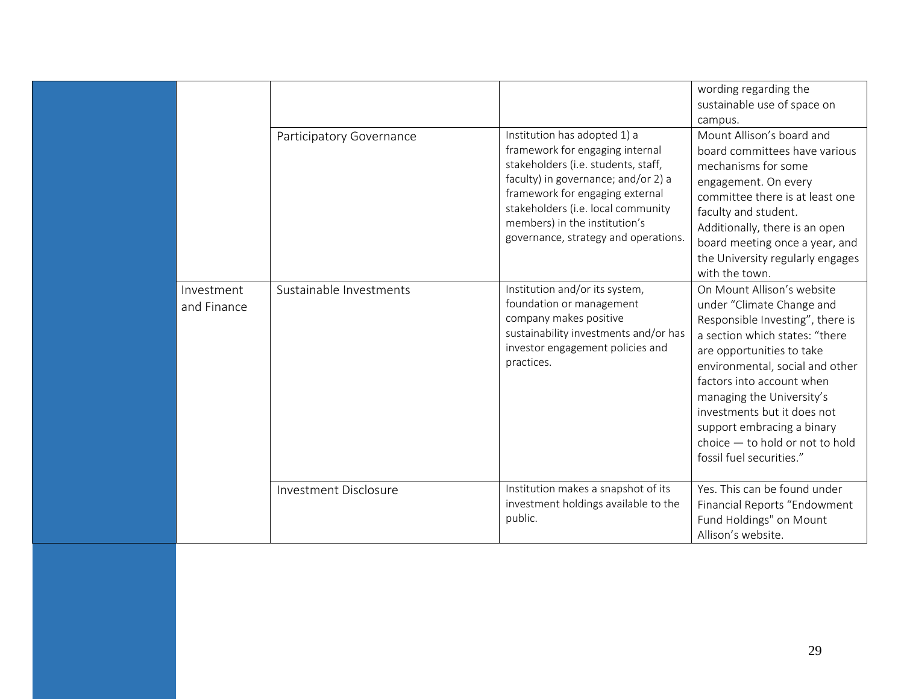| | | | |
|---|---|---|---|
| | | | wording regarding the sustainable use of space on campus. |
| | Participatory Governance | Institution has adopted 1) a framework for engaging internal stakeholders (i.e. students, staff, faculty) in governance; and/or 2) a framework for engaging external stakeholders (i.e. local community members) in the institution's governance, strategy and operations. | Mount Allison's board and board committees have various mechanisms for some engagement. On every committee there is at least one faculty and student. Additionally, there is an open board meeting once a year, and the University regularly engages with the town. |
| Investment and Finance | Sustainable Investments | Institution and/or its system, foundation or management company makes positive sustainability investments and/or has investor engagement policies and practices. | On Mount Allison's website under "Climate Change and Responsible Investing", there is a section which states: "there are opportunities to take environmental, social and other factors into account when managing the University's investments but it does not support embracing a binary choice — to hold or not to hold fossil fuel securities." |
| | Investment Disclosure | Institution makes a snapshot of its investment holdings available to the public. | Yes. This can be found under Financial Reports "Endowment Fund Holdings" on Mount Allison's website. |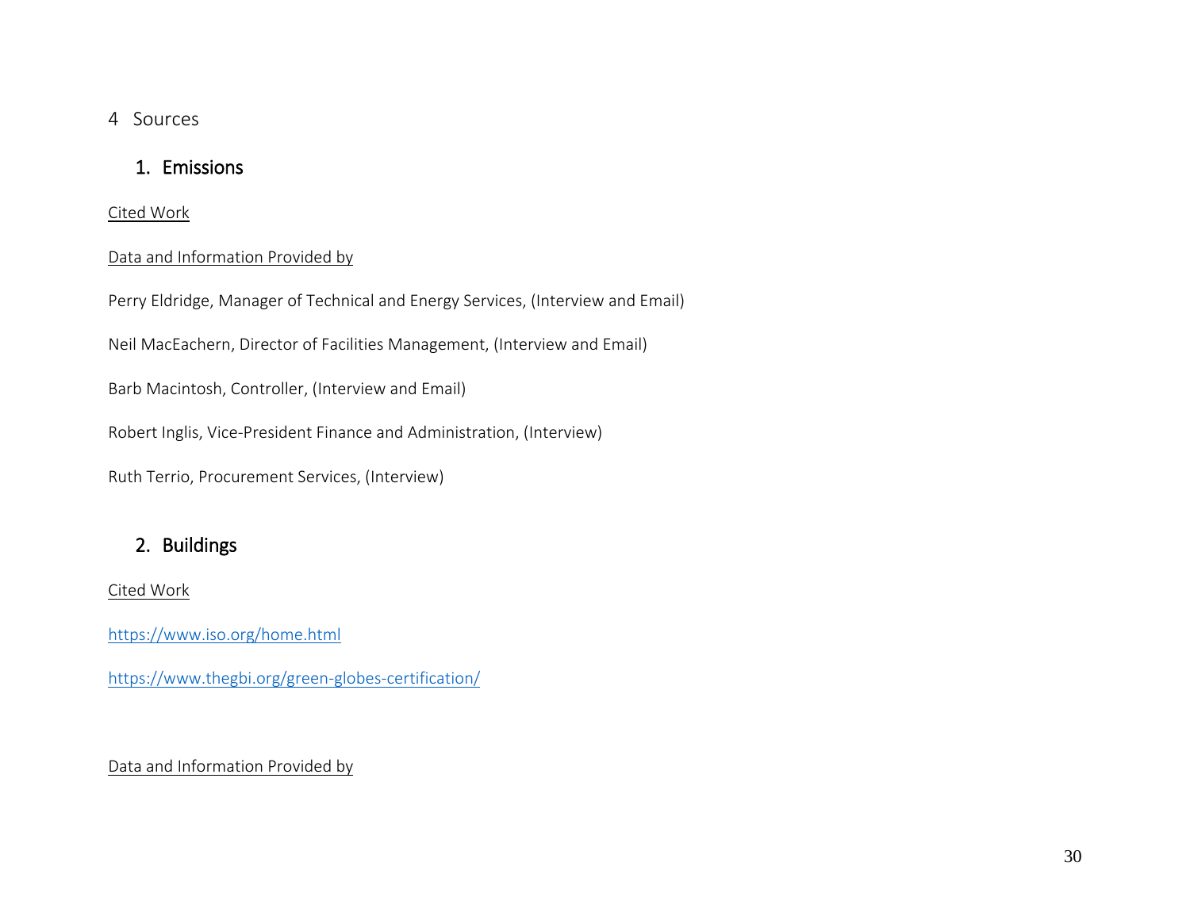# 4 Sources

## 1. Emissions

Cited Work

Data and Information Provided by

Perry Eldridge, Manager of Technical and Energy Services, (Interview and Email)

Neil MacEachern, Director of Facilities Management, (Interview and Email)

Barb Macintosh, Controller, (Interview and Email)

Robert Inglis, Vice-President Finance and Administration, (Interview)

Ruth Terrio, Procurement Services, (Interview)

## 2. Buildings

Cited Work

https://www.iso.org/home.html

https://www.thegbi.org/green-globes-certification/

Data and Information Provided by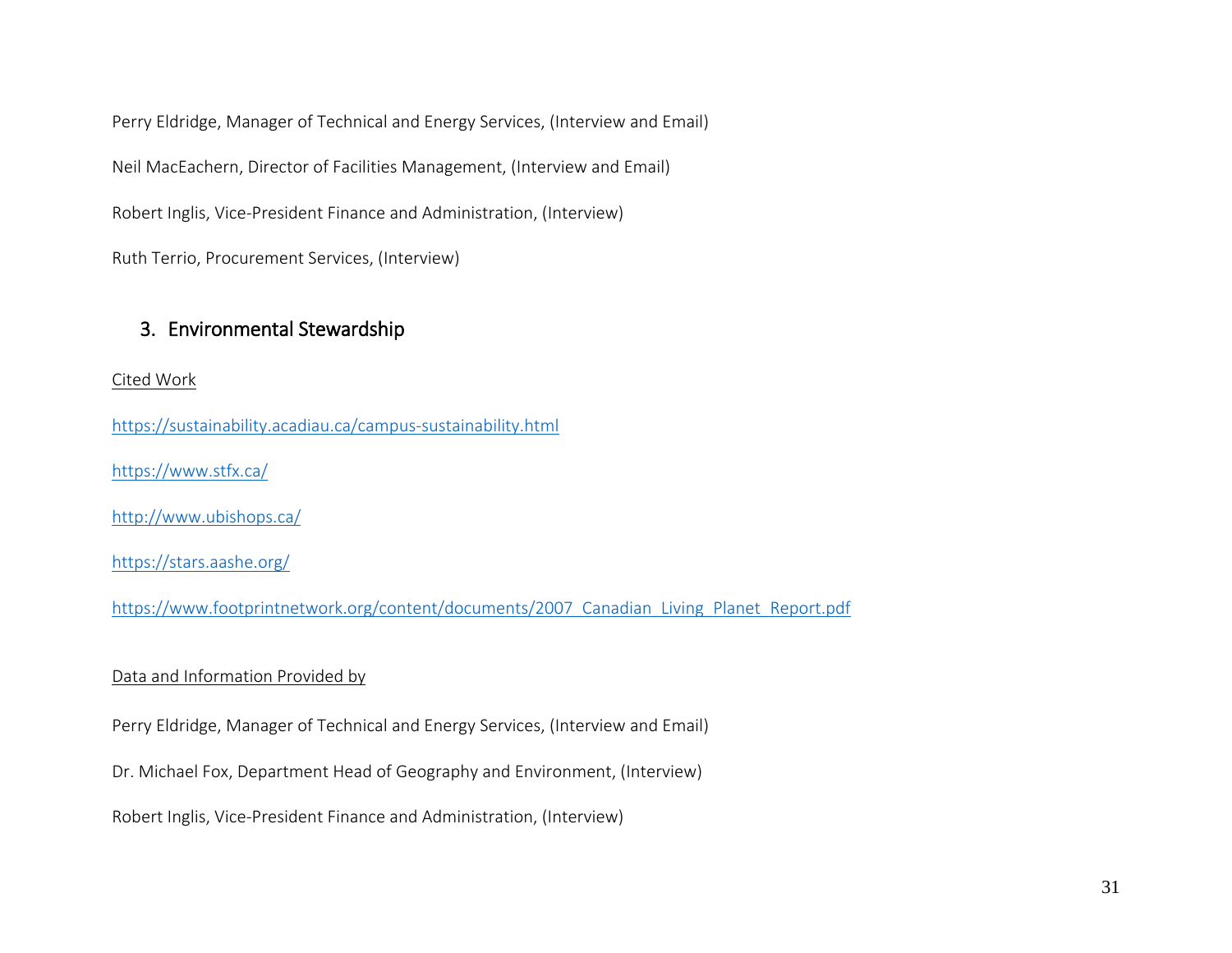Perry Eldridge, Manager of Technical and Energy Services, (Interview and Email)

Neil MacEachern, Director of Facilities Management, (Interview and Email)

Robert Inglis, Vice-President Finance and Administration, (Interview)

Ruth Terrio, Procurement Services, (Interview)

## 3. Environmental Stewardship

Cited Work

https://sustainability.acadiau.ca/campus-sustainability.html

https://www.stfx.ca/

http://www.ubishops.ca/

https://stars.aashe.org/

https://www.footprintnetwork.org/content/documents/2007_Canadian_Living_Planet_Report.pdf

Data and Information Provided by

Perry Eldridge, Manager of Technical and Energy Services, (Interview and Email)

Dr. Michael Fox, Department Head of Geography and Environment, (Interview)

Robert Inglis, Vice-President Finance and Administration, (Interview)